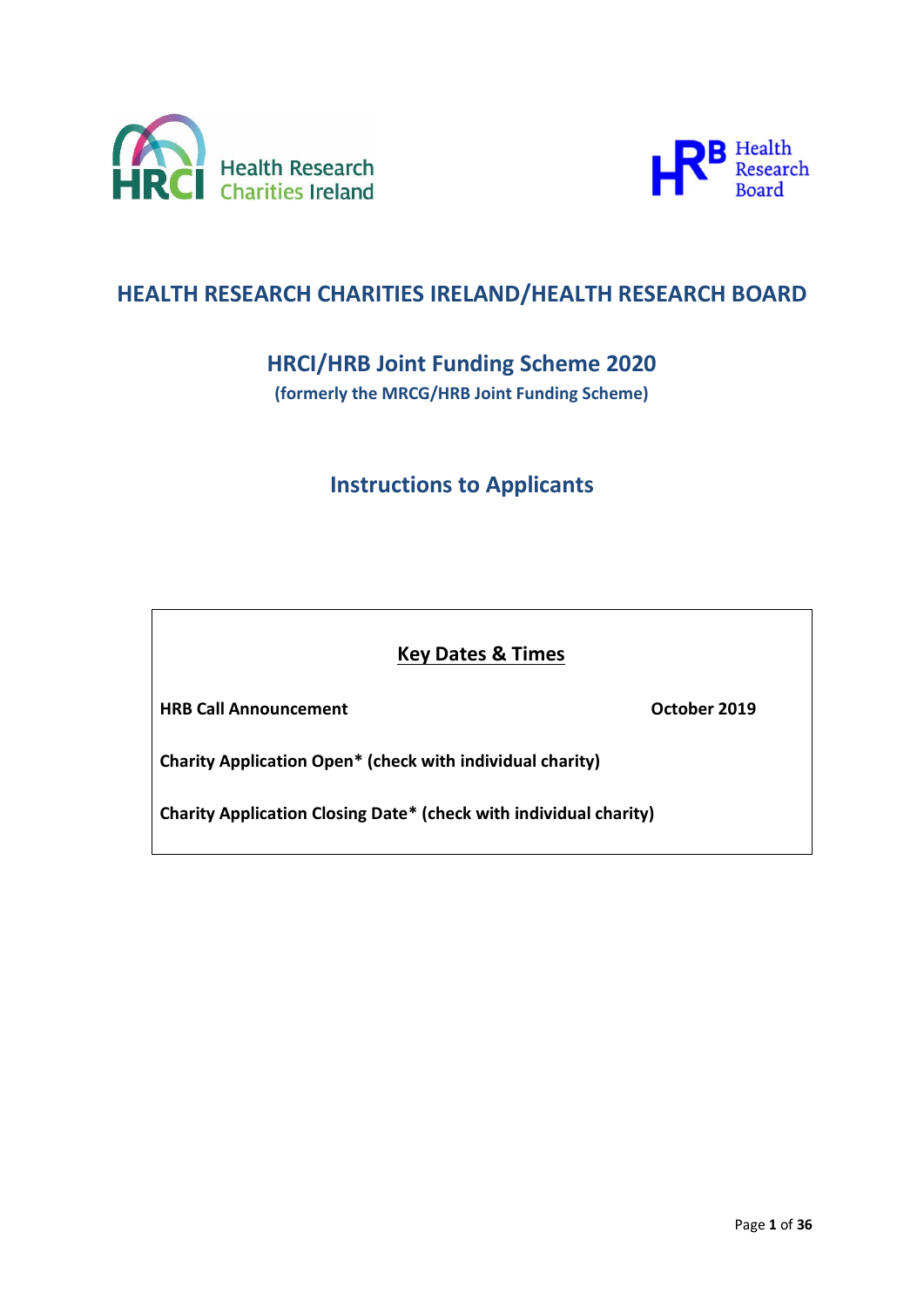Health Research Charities Ireland

Health Research Board

# HEALTH RESEARCH CHARITIES IRELAND/HEALTH RESEARCH BOARD

## HRCI/HRB Joint Funding Scheme 2020

**(formerly the MRCG/HRB Joint Funding Scheme)**

## Instructions to Applicants

**Key Dates & Times**

| | |
|---|---|
| **HRB Call Announcement** | **October 2019** |
| **Charity Application Open\* (check with individual charity)** | |
| **Charity Application Closing Date\* (check with individual charity)** | |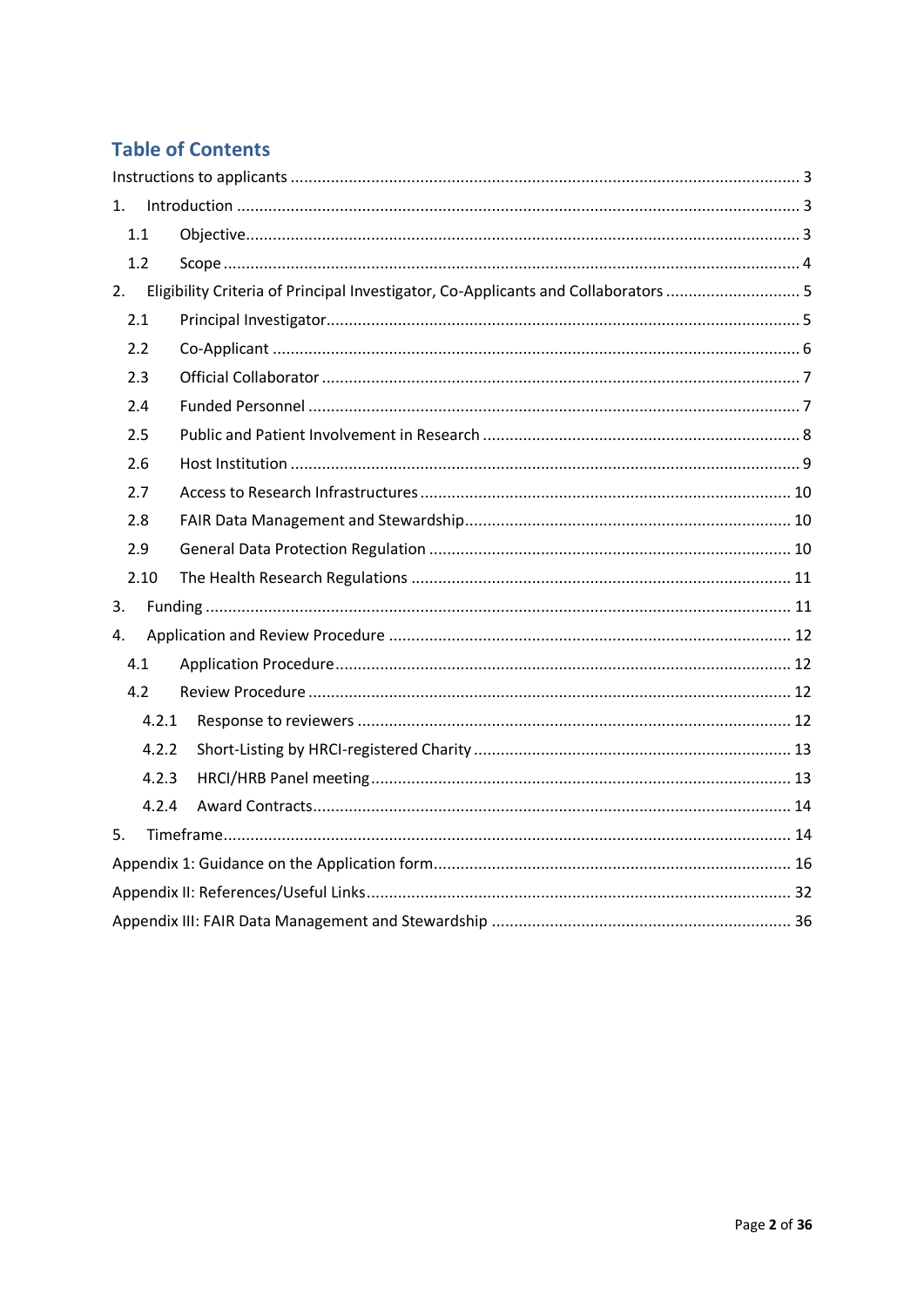## Table of Contents

Instructions to applicants ........ 3

1. Introduction ........ 3
   - 1.1 Objective ........ 3
   - 1.2 Scope ........ 4
2. Eligibility Criteria of Principal Investigator, Co-Applicants and Collaborators ........ 5
   - 2.1 Principal Investigator ........ 5
   - 2.2 Co-Applicant ........ 6
   - 2.3 Official Collaborator ........ 7
   - 2.4 Funded Personnel ........ 7
   - 2.5 Public and Patient Involvement in Research ........ 8
   - 2.6 Host Institution ........ 9
   - 2.7 Access to Research Infrastructures ........ 10
   - 2.8 FAIR Data Management and Stewardship ........ 10
   - 2.9 General Data Protection Regulation ........ 10
   - 2.10 The Health Research Regulations ........ 11
3. Funding ........ 11
4. Application and Review Procedure ........ 12
   - 4.1 Application Procedure ........ 12
   - 4.2 Review Procedure ........ 12
     - 4.2.1 Response to reviewers ........ 12
     - 4.2.2 Short-Listing by HRCI-registered Charity ........ 13
     - 4.2.3 HRCI/HRB Panel meeting ........ 13
     - 4.2.4 Award Contracts ........ 14
5. Timeframe ........ 14

Appendix 1: Guidance on the Application form ........ 16

Appendix II: References/Useful Links ........ 32

Appendix III: FAIR Data Management and Stewardship ........ 36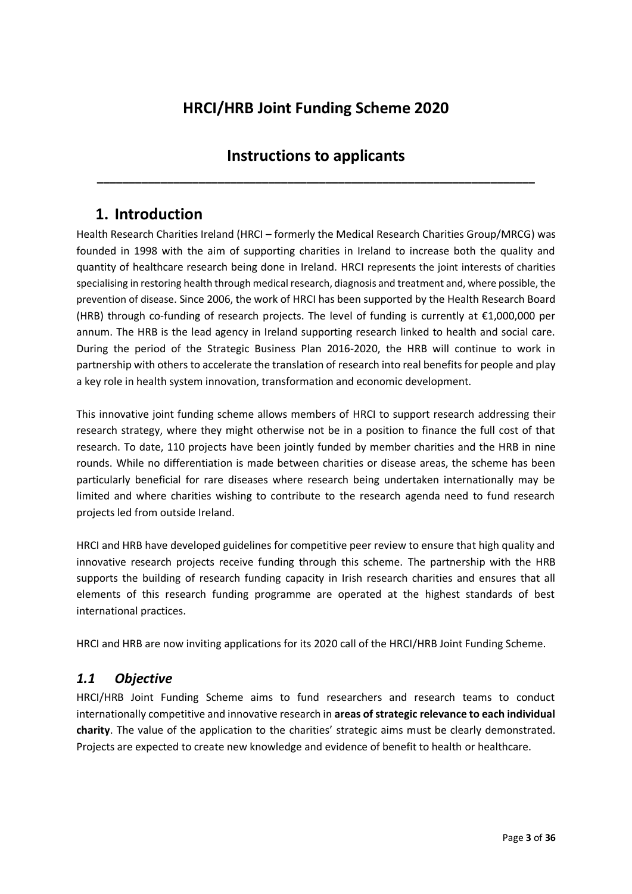# HRCI/HRB Joint Funding Scheme 2020

## Instructions to applicants

---

## 1. Introduction

Health Research Charities Ireland (HRCI – formerly the Medical Research Charities Group/MRCG) was founded in 1998 with the aim of supporting charities in Ireland to increase both the quality and quantity of healthcare research being done in Ireland. HRCI represents the joint interests of charities specialising in restoring health through medical research, diagnosis and treatment and, where possible, the prevention of disease. Since 2006, the work of HRCI has been supported by the Health Research Board (HRB) through co-funding of research projects. The level of funding is currently at €1,000,000 per annum. The HRB is the lead agency in Ireland supporting research linked to health and social care. During the period of the Strategic Business Plan 2016-2020, the HRB will continue to work in partnership with others to accelerate the translation of research into real benefits for people and play a key role in health system innovation, transformation and economic development.

This innovative joint funding scheme allows members of HRCI to support research addressing their research strategy, where they might otherwise not be in a position to finance the full cost of that research. To date, 110 projects have been jointly funded by member charities and the HRB in nine rounds. While no differentiation is made between charities or disease areas, the scheme has been particularly beneficial for rare diseases where research being undertaken internationally may be limited and where charities wishing to contribute to the research agenda need to fund research projects led from outside Ireland.

HRCI and HRB have developed guidelines for competitive peer review to ensure that high quality and innovative research projects receive funding through this scheme. The partnership with the HRB supports the building of research funding capacity in Irish research charities and ensures that all elements of this research funding programme are operated at the highest standards of best international practices.

HRCI and HRB are now inviting applications for its 2020 call of the HRCI/HRB Joint Funding Scheme.

### *1.1 Objective*

HRCI/HRB Joint Funding Scheme aims to fund researchers and research teams to conduct internationally competitive and innovative research in **areas of strategic relevance to each individual charity**. The value of the application to the charities' strategic aims must be clearly demonstrated. Projects are expected to create new knowledge and evidence of benefit to health or healthcare.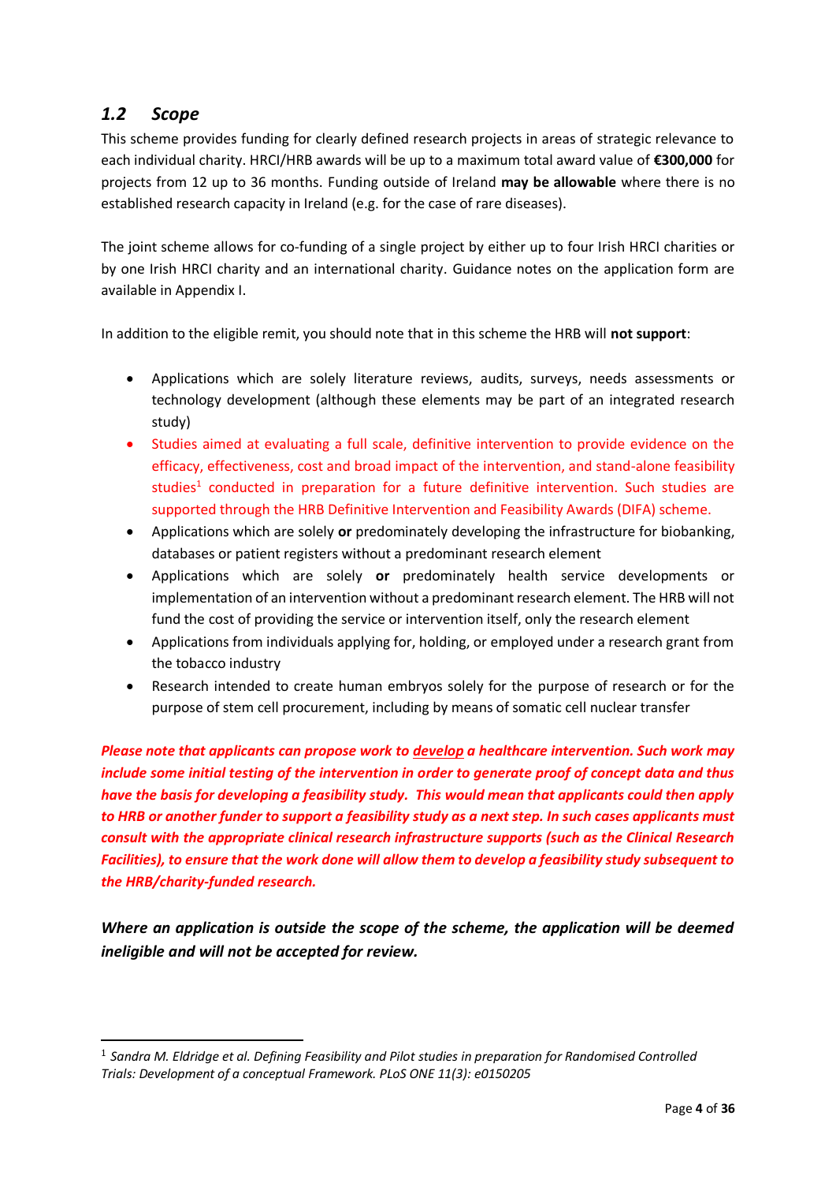## *1.2 Scope*

This scheme provides funding for clearly defined research projects in areas of strategic relevance to each individual charity. HRCI/HRB awards will be up to a maximum total award value of **€300,000** for projects from 12 up to 36 months. Funding outside of Ireland **may be allowable** where there is no established research capacity in Ireland (e.g. for the case of rare diseases).

The joint scheme allows for co-funding of a single project by either up to four Irish HRCI charities or by one Irish HRCI charity and an international charity. Guidance notes on the application form are available in Appendix I.

In addition to the eligible remit, you should note that in this scheme the HRB will **not support**:

- Applications which are solely literature reviews, audits, surveys, needs assessments or technology development (although these elements may be part of an integrated research study)
- Studies aimed at evaluating a full scale, definitive intervention to provide evidence on the efficacy, effectiveness, cost and broad impact of the intervention, and stand-alone feasibility studies[1] conducted in preparation for a future definitive intervention. Such studies are supported through the HRB Definitive Intervention and Feasibility Awards (DIFA) scheme.
- Applications which are solely **or** predominately developing the infrastructure for biobanking, databases or patient registers without a predominant research element
- Applications which are solely **or** predominately health service developments or implementation of an intervention without a predominant research element. The HRB will not fund the cost of providing the service or intervention itself, only the research element
- Applications from individuals applying for, holding, or employed under a research grant from the tobacco industry
- Research intended to create human embryos solely for the purpose of research or for the purpose of stem cell procurement, including by means of somatic cell nuclear transfer

***Please note that applicants can propose work to <u>develop</u> a healthcare intervention. Such work may include some initial testing of the intervention in order to generate proof of concept data and thus have the basis for developing a feasibility study. This would mean that applicants could then apply to HRB or another funder to support a feasibility study as a next step. In such cases applicants must consult with the appropriate clinical research infrastructure supports (such as the Clinical Research Facilities), to ensure that the work done will allow them to develop a feasibility study subsequent to the HRB/charity-funded research.***

***Where an application is outside the scope of the scheme, the application will be deemed ineligible and will not be accepted for review.***

---

[1] *Sandra M. Eldridge et al. Defining Feasibility and Pilot studies in preparation for Randomised Controlled Trials: Development of a conceptual Framework. PLoS ONE 11(3): e0150205*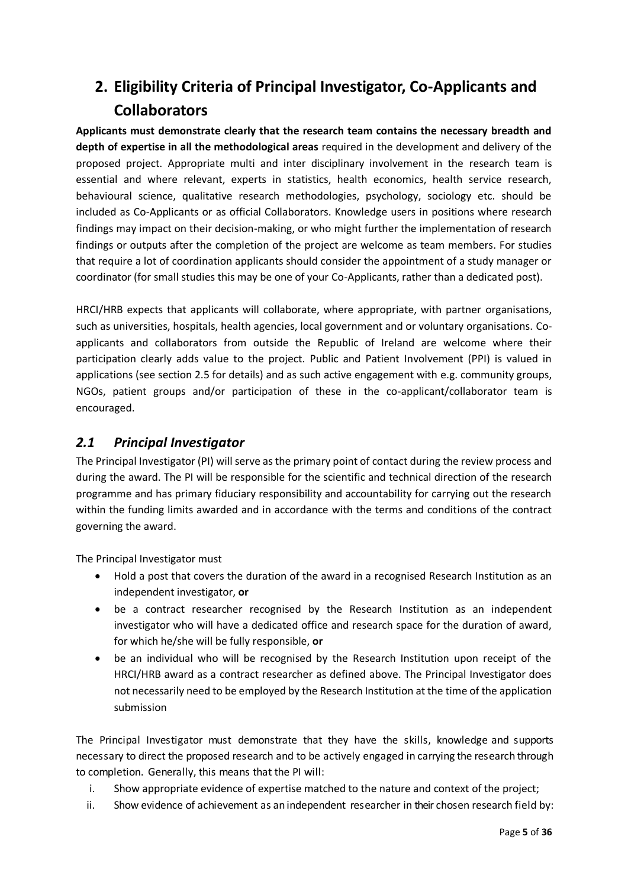## 2. Eligibility Criteria of Principal Investigator, Co-Applicants and Collaborators

**Applicants must demonstrate clearly that the research team contains the necessary breadth and depth of expertise in all the methodological areas** required in the development and delivery of the proposed project. Appropriate multi and inter disciplinary involvement in the research team is essential and where relevant, experts in statistics, health economics, health service research, behavioural science, qualitative research methodologies, psychology, sociology etc. should be included as Co-Applicants or as official Collaborators. Knowledge users in positions where research findings may impact on their decision-making, or who might further the implementation of research findings or outputs after the completion of the project are welcome as team members. For studies that require a lot of coordination applicants should consider the appointment of a study manager or coordinator (for small studies this may be one of your Co-Applicants, rather than a dedicated post).

HRCI/HRB expects that applicants will collaborate, where appropriate, with partner organisations, such as universities, hospitals, health agencies, local government and or voluntary organisations. Co-applicants and collaborators from outside the Republic of Ireland are welcome where their participation clearly adds value to the project. Public and Patient Involvement (PPI) is valued in applications (see section 2.5 for details) and as such active engagement with e.g. community groups, NGOs, patient groups and/or participation of these in the co-applicant/collaborator team is encouraged.

### *2.1 Principal Investigator*

The Principal Investigator (PI) will serve as the primary point of contact during the review process and during the award. The PI will be responsible for the scientific and technical direction of the research programme and has primary fiduciary responsibility and accountability for carrying out the research within the funding limits awarded and in accordance with the terms and conditions of the contract governing the award.

The Principal Investigator must

- Hold a post that covers the duration of the award in a recognised Research Institution as an independent investigator, **or**
- be a contract researcher recognised by the Research Institution as an independent investigator who will have a dedicated office and research space for the duration of award, for which he/she will be fully responsible, **or**
- be an individual who will be recognised by the Research Institution upon receipt of the HRCI/HRB award as a contract researcher as defined above. The Principal Investigator does not necessarily need to be employed by the Research Institution at the time of the application submission

The Principal Investigator must demonstrate that they have the skills, knowledge and supports necessary to direct the proposed research and to be actively engaged in carrying the research through to completion. Generally, this means that the PI will:

i. Show appropriate evidence of expertise matched to the nature and context of the project;
ii. Show evidence of achievement as an independent researcher in their chosen research field by: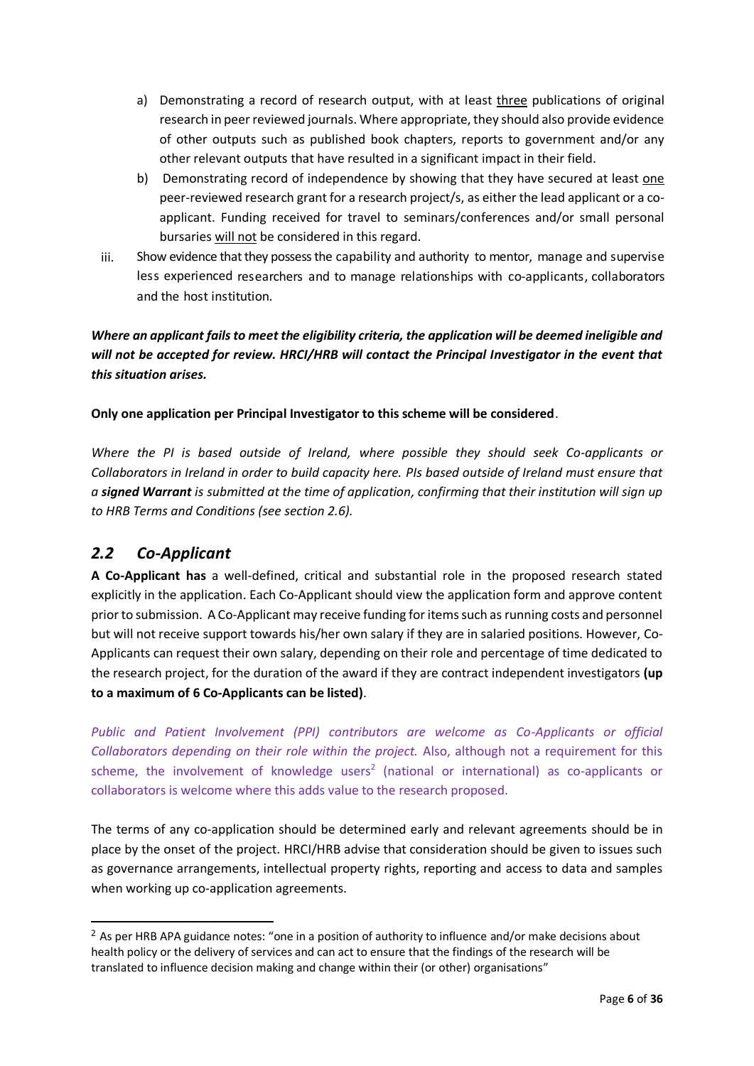a) Demonstrating a record of research output, with at least three publications of original research in peer reviewed journals. Where appropriate, they should also provide evidence of other outputs such as published book chapters, reports to government and/or any other relevant outputs that have resulted in a significant impact in their field.
   b) Demonstrating record of independence by showing that they have secured at least one peer-reviewed research grant for a research project/s, as either the lead applicant or a co-applicant. Funding received for travel to seminars/conferences and/or small personal bursaries will not be considered in this regard.

iii. Show evidence that they possess the capability and authority to mentor, manage and supervise less experienced researchers and to manage relationships with co-applicants, collaborators and the host institution.

***Where an applicant fails to meet the eligibility criteria, the application will be deemed ineligible and will not be accepted for review. HRCI/HRB will contact the Principal Investigator in the event that this situation arises.***

**Only one application per Principal Investigator to this scheme will be considered**.

*Where the PI is based outside of Ireland, where possible they should seek Co-applicants or Collaborators in Ireland in order to build capacity here. PIs based outside of Ireland must ensure that a **signed Warrant** is submitted at the time of application, confirming that their institution will sign up to HRB Terms and Conditions (see section 2.6).*

## *2.2 Co-Applicant*

**A Co-Applicant has** a well-defined, critical and substantial role in the proposed research stated explicitly in the application. Each Co-Applicant should view the application form and approve content prior to submission. A Co-Applicant may receive funding for items such as running costs and personnel but will not receive support towards his/her own salary if they are in salaried positions. However, Co-Applicants can request their own salary, depending on their role and percentage of time dedicated to the research project, for the duration of the award if they are contract independent investigators **(up to a maximum of 6 Co-Applicants can be listed)**.

*Public and Patient Involvement (PPI) contributors are welcome as Co-Applicants or official Collaborators depending on their role within the project.* Also, although not a requirement for this scheme, the involvement of knowledge users[2] (national or international) as co-applicants or collaborators is welcome where this adds value to the research proposed.

The terms of any co-application should be determined early and relevant agreements should be in place by the onset of the project. HRCI/HRB advise that consideration should be given to issues such as governance arrangements, intellectual property rights, reporting and access to data and samples when working up co-application agreements.

[2] As per HRB APA guidance notes: "one in a position of authority to influence and/or make decisions about health policy or the delivery of services and can act to ensure that the findings of the research will be translated to influence decision making and change within their (or other) organisations"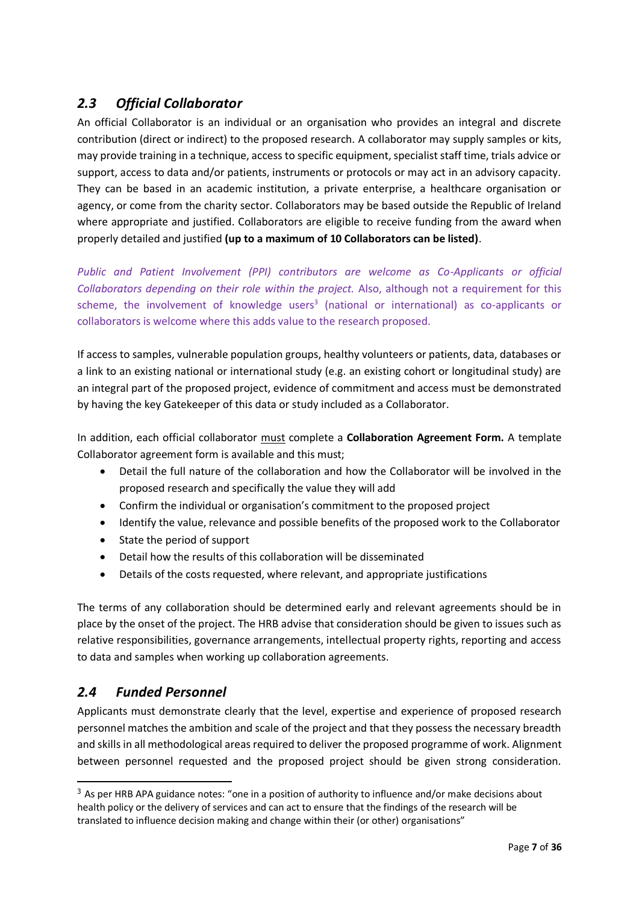## *2.3 Official Collaborator*

An official Collaborator is an individual or an organisation who provides an integral and discrete contribution (direct or indirect) to the proposed research. A collaborator may supply samples or kits, may provide training in a technique, access to specific equipment, specialist staff time, trials advice or support, access to data and/or patients, instruments or protocols or may act in an advisory capacity. They can be based in an academic institution, a private enterprise, a healthcare organisation or agency, or come from the charity sector. Collaborators may be based outside the Republic of Ireland where appropriate and justified. Collaborators are eligible to receive funding from the award when properly detailed and justified **(up to a maximum of 10 Collaborators can be listed)**.

*Public and Patient Involvement (PPI) contributors are welcome as Co-Applicants or official Collaborators depending on their role within the project.* Also, although not a requirement for this scheme, the involvement of knowledge users[3] (national or international) as co-applicants or collaborators is welcome where this adds value to the research proposed.

If access to samples, vulnerable population groups, healthy volunteers or patients, data, databases or a link to an existing national or international study (e.g. an existing cohort or longitudinal study) are an integral part of the proposed project, evidence of commitment and access must be demonstrated by having the key Gatekeeper of this data or study included as a Collaborator.

In addition, each official collaborator must complete a **Collaboration Agreement Form.** A template Collaborator agreement form is available and this must;

- Detail the full nature of the collaboration and how the Collaborator will be involved in the proposed research and specifically the value they will add
- Confirm the individual or organisation's commitment to the proposed project
- Identify the value, relevance and possible benefits of the proposed work to the Collaborator
- State the period of support
- Detail how the results of this collaboration will be disseminated
- Details of the costs requested, where relevant, and appropriate justifications

The terms of any collaboration should be determined early and relevant agreements should be in place by the onset of the project. The HRB advise that consideration should be given to issues such as relative responsibilities, governance arrangements, intellectual property rights, reporting and access to data and samples when working up collaboration agreements.

## *2.4 Funded Personnel*

Applicants must demonstrate clearly that the level, expertise and experience of proposed research personnel matches the ambition and scale of the project and that they possess the necessary breadth and skills in all methodological areas required to deliver the proposed programme of work. Alignment between personnel requested and the proposed project should be given strong consideration.

---

[3] As per HRB APA guidance notes: "one in a position of authority to influence and/or make decisions about health policy or the delivery of services and can act to ensure that the findings of the research will be translated to influence decision making and change within their (or other) organisations"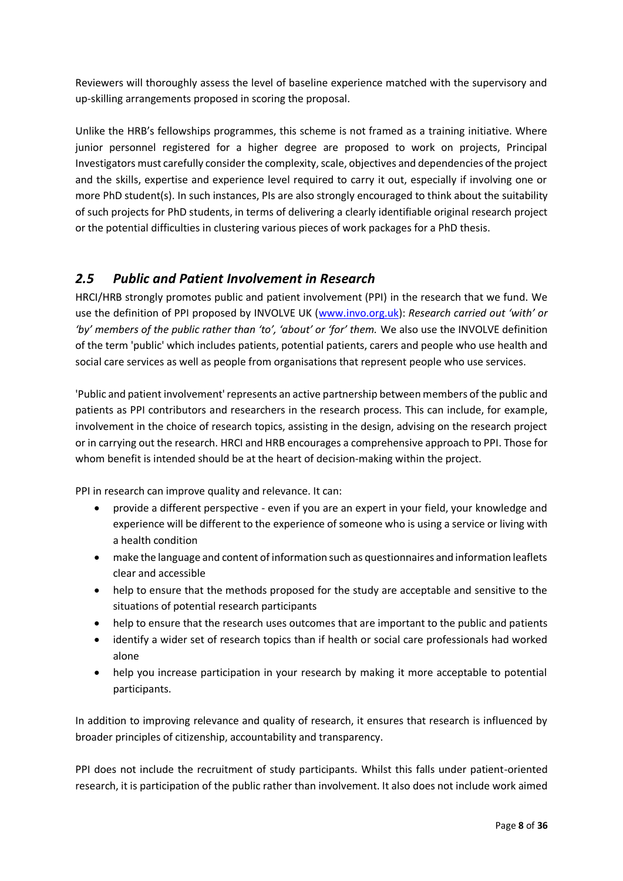Reviewers will thoroughly assess the level of baseline experience matched with the supervisory and up-skilling arrangements proposed in scoring the proposal.

Unlike the HRB's fellowships programmes, this scheme is not framed as a training initiative. Where junior personnel registered for a higher degree are proposed to work on projects, Principal Investigators must carefully consider the complexity, scale, objectives and dependencies of the project and the skills, expertise and experience level required to carry it out, especially if involving one or more PhD student(s). In such instances, PIs are also strongly encouraged to think about the suitability of such projects for PhD students, in terms of delivering a clearly identifiable original research project or the potential difficulties in clustering various pieces of work packages for a PhD thesis.

## *2.5 Public and Patient Involvement in Research*

HRCI/HRB strongly promotes public and patient involvement (PPI) in the research that we fund. We use the definition of PPI proposed by INVOLVE UK ([www.invo.org.uk](http://www.invo.org.uk)): *Research carried out 'with' or 'by' members of the public rather than 'to', 'about' or 'for' them.* We also use the INVOLVE definition of the term 'public' which includes patients, potential patients, carers and people who use health and social care services as well as people from organisations that represent people who use services.

'Public and patient involvement' represents an active partnership between members of the public and patients as PPI contributors and researchers in the research process. This can include, for example, involvement in the choice of research topics, assisting in the design, advising on the research project or in carrying out the research. HRCI and HRB encourages a comprehensive approach to PPI. Those for whom benefit is intended should be at the heart of decision-making within the project.

PPI in research can improve quality and relevance. It can:

- provide a different perspective - even if you are an expert in your field, your knowledge and experience will be different to the experience of someone who is using a service or living with a health condition
- make the language and content of information such as questionnaires and information leaflets clear and accessible
- help to ensure that the methods proposed for the study are acceptable and sensitive to the situations of potential research participants
- help to ensure that the research uses outcomes that are important to the public and patients
- identify a wider set of research topics than if health or social care professionals had worked alone
- help you increase participation in your research by making it more acceptable to potential participants.

In addition to improving relevance and quality of research, it ensures that research is influenced by broader principles of citizenship, accountability and transparency.

PPI does not include the recruitment of study participants. Whilst this falls under patient-oriented research, it is participation of the public rather than involvement. It also does not include work aimed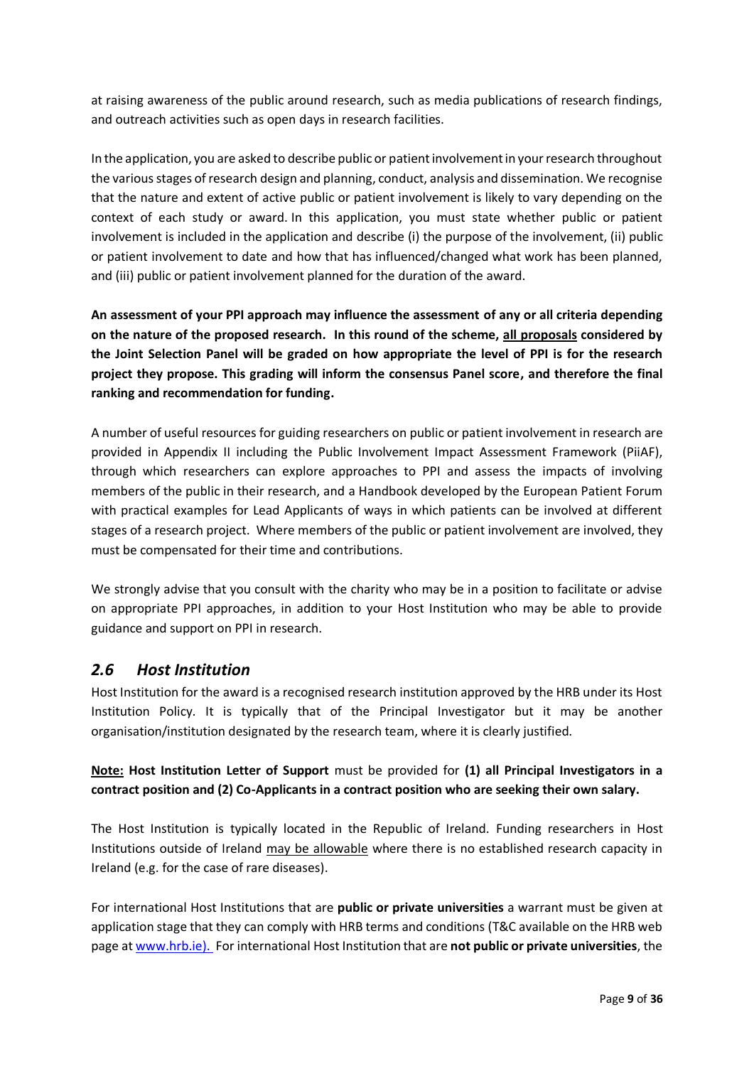at raising awareness of the public around research, such as media publications of research findings, and outreach activities such as open days in research facilities.

In the application, you are asked to describe public or patient involvement in your research throughout the various stages of research design and planning, conduct, analysis and dissemination. We recognise that the nature and extent of active public or patient involvement is likely to vary depending on the context of each study or award. In this application, you must state whether public or patient involvement is included in the application and describe (i) the purpose of the involvement, (ii) public or patient involvement to date and how that has influenced/changed what work has been planned, and (iii) public or patient involvement planned for the duration of the award.

**An assessment of your PPI approach may influence the assessment of any or all criteria depending on the nature of the proposed research. In this round of the scheme, <u>all proposals</u> considered by the Joint Selection Panel will be graded on how appropriate the level of PPI is for the research project they propose. This grading will inform the consensus Panel score, and therefore the final ranking and recommendation for funding.**

A number of useful resources for guiding researchers on public or patient involvement in research are provided in Appendix II including the Public Involvement Impact Assessment Framework (PiiAF), through which researchers can explore approaches to PPI and assess the impacts of involving members of the public in their research, and a Handbook developed by the European Patient Forum with practical examples for Lead Applicants of ways in which patients can be involved at different stages of a research project. Where members of the public or patient involvement are involved, they must be compensated for their time and contributions.

We strongly advise that you consult with the charity who may be in a position to facilitate or advise on appropriate PPI approaches, in addition to your Host Institution who may be able to provide guidance and support on PPI in research.

## *2.6 Host Institution*

Host Institution for the award is a recognised research institution approved by the HRB under its Host Institution Policy. It is typically that of the Principal Investigator but it may be another organisation/institution designated by the research team, where it is clearly justified.

**<u>Note:</u> Host Institution Letter of Support** must be provided for **(1) all Principal Investigators in a contract position and (2) Co-Applicants in a contract position who are seeking their own salary.**

The Host Institution is typically located in the Republic of Ireland. Funding researchers in Host Institutions outside of Ireland <u>may be allowable</u> where there is no established research capacity in Ireland (e.g. for the case of rare diseases).

For international Host Institutions that are **public or private universities** a warrant must be given at application stage that they can comply with HRB terms and conditions (T&C available on the HRB web page at www.hrb.ie). For international Host Institution that are **not public or private universities**, the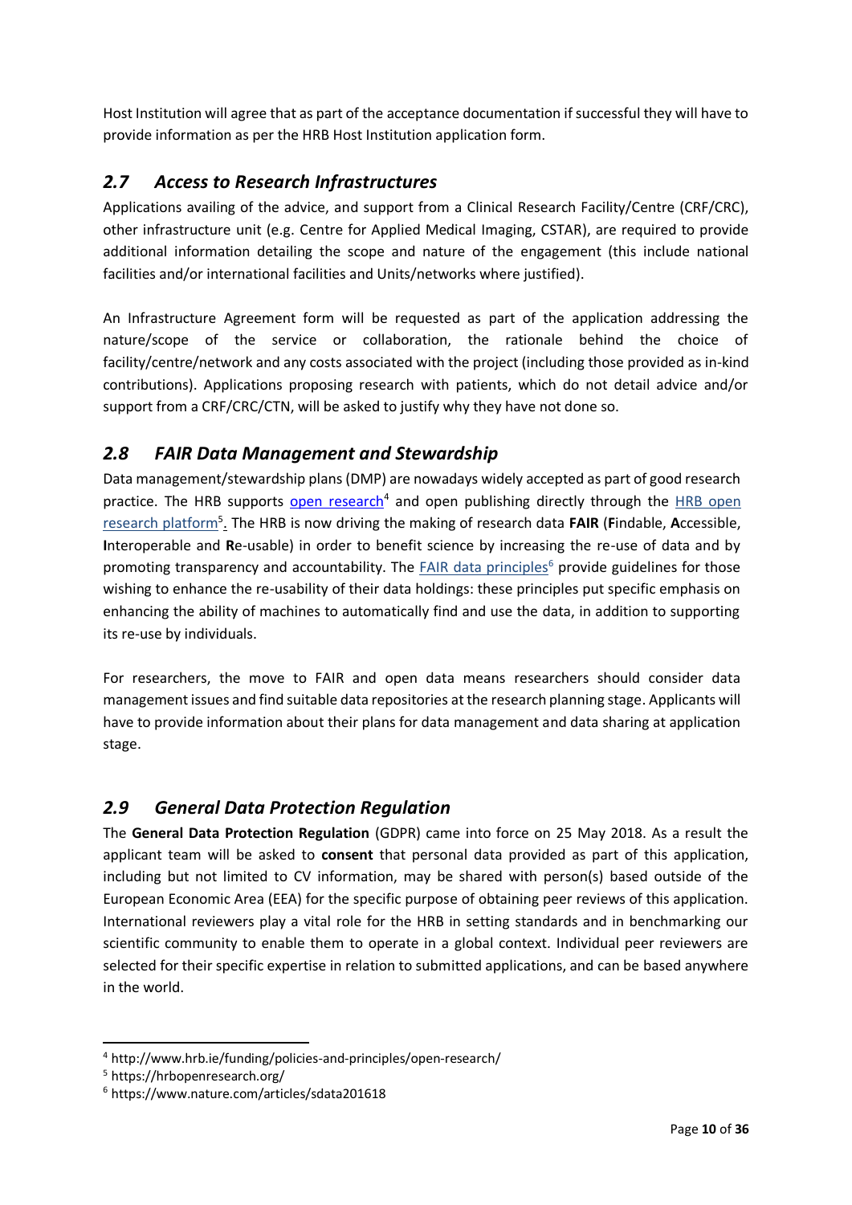Host Institution will agree that as part of the acceptance documentation if successful they will have to provide information as per the HRB Host Institution application form.

## *2.7 Access to Research Infrastructures*

Applications availing of the advice, and support from a Clinical Research Facility/Centre (CRF/CRC), other infrastructure unit (e.g. Centre for Applied Medical Imaging, CSTAR), are required to provide additional information detailing the scope and nature of the engagement (this include national facilities and/or international facilities and Units/networks where justified).

An Infrastructure Agreement form will be requested as part of the application addressing the nature/scope of the service or collaboration, the rationale behind the choice of facility/centre/network and any costs associated with the project (including those provided as in-kind contributions). Applications proposing research with patients, which do not detail advice and/or support from a CRF/CRC/CTN, will be asked to justify why they have not done so.

## *2.8 FAIR Data Management and Stewardship*

Data management/stewardship plans (DMP) are nowadays widely accepted as part of good research practice. The HRB supports open research[4] and open publishing directly through the HRB open research platform[5]. The HRB is now driving the making of research data **FAIR** (**F**indable, **A**ccessible, **I**nteroperable and **R**e-usable) in order to benefit science by increasing the re-use of data and by promoting transparency and accountability. The FAIR data principles[6] provide guidelines for those wishing to enhance the re-usability of their data holdings: these principles put specific emphasis on enhancing the ability of machines to automatically find and use the data, in addition to supporting its re-use by individuals.

For researchers, the move to FAIR and open data means researchers should consider data management issues and find suitable data repositories at the research planning stage. Applicants will have to provide information about their plans for data management and data sharing at application stage.

## *2.9 General Data Protection Regulation*

The **General Data Protection Regulation** (GDPR) came into force on 25 May 2018. As a result the applicant team will be asked to **consent** that personal data provided as part of this application, including but not limited to CV information, may be shared with person(s) based outside of the European Economic Area (EEA) for the specific purpose of obtaining peer reviews of this application. International reviewers play a vital role for the HRB in setting standards and in benchmarking our scientific community to enable them to operate in a global context. Individual peer reviewers are selected for their specific expertise in relation to submitted applications, and can be based anywhere in the world.

---

[4] http://www.hrb.ie/funding/policies-and-principles/open-research/

[5] https://hrbopenresearch.org/

[6] https://www.nature.com/articles/sdata201618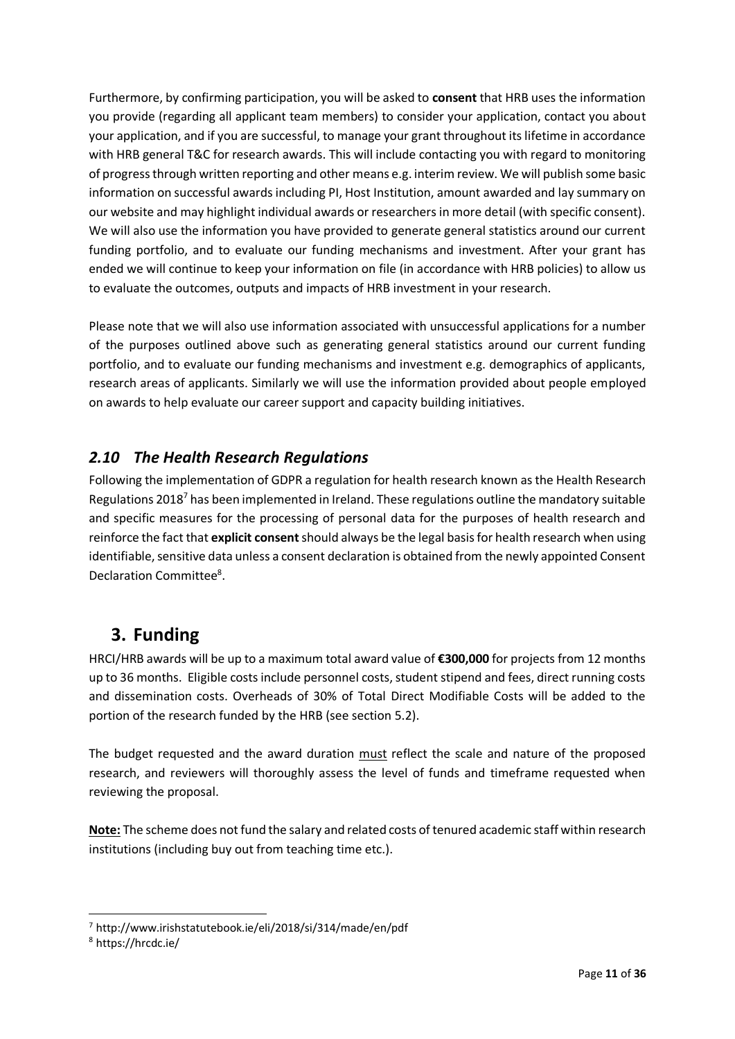Furthermore, by confirming participation, you will be asked to **consent** that HRB uses the information you provide (regarding all applicant team members) to consider your application, contact you about your application, and if you are successful, to manage your grant throughout its lifetime in accordance with HRB general T&C for research awards. This will include contacting you with regard to monitoring of progress through written reporting and other means e.g. interim review. We will publish some basic information on successful awards including PI, Host Institution, amount awarded and lay summary on our website and may highlight individual awards or researchers in more detail (with specific consent). We will also use the information you have provided to generate general statistics around our current funding portfolio, and to evaluate our funding mechanisms and investment. After your grant has ended we will continue to keep your information on file (in accordance with HRB policies) to allow us to evaluate the outcomes, outputs and impacts of HRB investment in your research.

Please note that we will also use information associated with unsuccessful applications for a number of the purposes outlined above such as generating general statistics around our current funding portfolio, and to evaluate our funding mechanisms and investment e.g. demographics of applicants, research areas of applicants. Similarly we will use the information provided about people employed on awards to help evaluate our career support and capacity building initiatives.

## *2.10 The Health Research Regulations*

Following the implementation of GDPR a regulation for health research known as the Health Research Regulations 2018[7] has been implemented in Ireland. These regulations outline the mandatory suitable and specific measures for the processing of personal data for the purposes of health research and reinforce the fact that **explicit consent** should always be the legal basis for health research when using identifiable, sensitive data unless a consent declaration is obtained from the newly appointed Consent Declaration Committee[8].

# 3. Funding

HRCI/HRB awards will be up to a maximum total award value of **€300,000** for projects from 12 months up to 36 months. Eligible costs include personnel costs, student stipend and fees, direct running costs and dissemination costs. Overheads of 30% of Total Direct Modifiable Costs will be added to the portion of the research funded by the HRB (see section 5.2).

The budget requested and the award duration <u>must</u> reflect the scale and nature of the proposed research, and reviewers will thoroughly assess the level of funds and timeframe requested when reviewing the proposal.

**<u>Note:</u>** The scheme does not fund the salary and related costs of tenured academic staff within research institutions (including buy out from teaching time etc.).

---

[7] http://www.irishstatutebook.ie/eli/2018/si/314/made/en/pdf

[8] https://hrcdc.ie/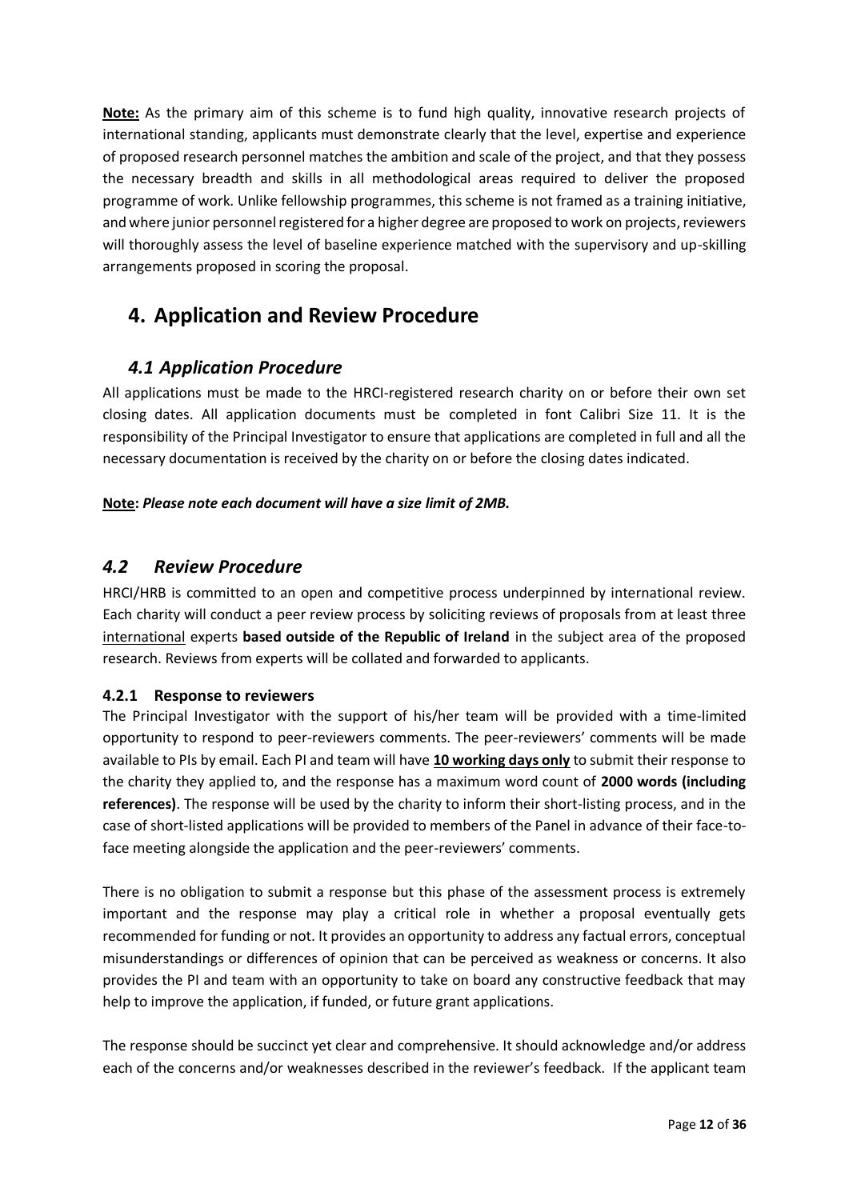**Note:** As the primary aim of this scheme is to fund high quality, innovative research projects of international standing, applicants must demonstrate clearly that the level, expertise and experience of proposed research personnel matches the ambition and scale of the project, and that they possess the necessary breadth and skills in all methodological areas required to deliver the proposed programme of work. Unlike fellowship programmes, this scheme is not framed as a training initiative, and where junior personnel registered for a higher degree are proposed to work on projects, reviewers will thoroughly assess the level of baseline experience matched with the supervisory and up-skilling arrangements proposed in scoring the proposal.

# 4. Application and Review Procedure

## *4.1 Application Procedure*

All applications must be made to the HRCI-registered research charity on or before their own set closing dates. All application documents must be completed in font Calibri Size 11. It is the responsibility of the Principal Investigator to ensure that applications are completed in full and all the necessary documentation is received by the charity on or before the closing dates indicated.

**Note:** ***Please note each document will have a size limit of 2MB.***

## *4.2 Review Procedure*

HRCI/HRB is committed to an open and competitive process underpinned by international review. Each charity will conduct a peer review process by soliciting reviews of proposals from at least three international experts **based outside of the Republic of Ireland** in the subject area of the proposed research. Reviews from experts will be collated and forwarded to applicants.

### 4.2.1 Response to reviewers

The Principal Investigator with the support of his/her team will be provided with a time-limited opportunity to respond to peer-reviewers comments. The peer-reviewers' comments will be made available to PIs by email. Each PI and team will have **10 working days only** to submit their response to the charity they applied to, and the response has a maximum word count of **2000 words (including references)**. The response will be used by the charity to inform their short-listing process, and in the case of short-listed applications will be provided to members of the Panel in advance of their face-to-face meeting alongside the application and the peer-reviewers' comments.

There is no obligation to submit a response but this phase of the assessment process is extremely important and the response may play a critical role in whether a proposal eventually gets recommended for funding or not. It provides an opportunity to address any factual errors, conceptual misunderstandings or differences of opinion that can be perceived as weakness or concerns. It also provides the PI and team with an opportunity to take on board any constructive feedback that may help to improve the application, if funded, or future grant applications.

The response should be succinct yet clear and comprehensive. It should acknowledge and/or address each of the concerns and/or weaknesses described in the reviewer's feedback. If the applicant team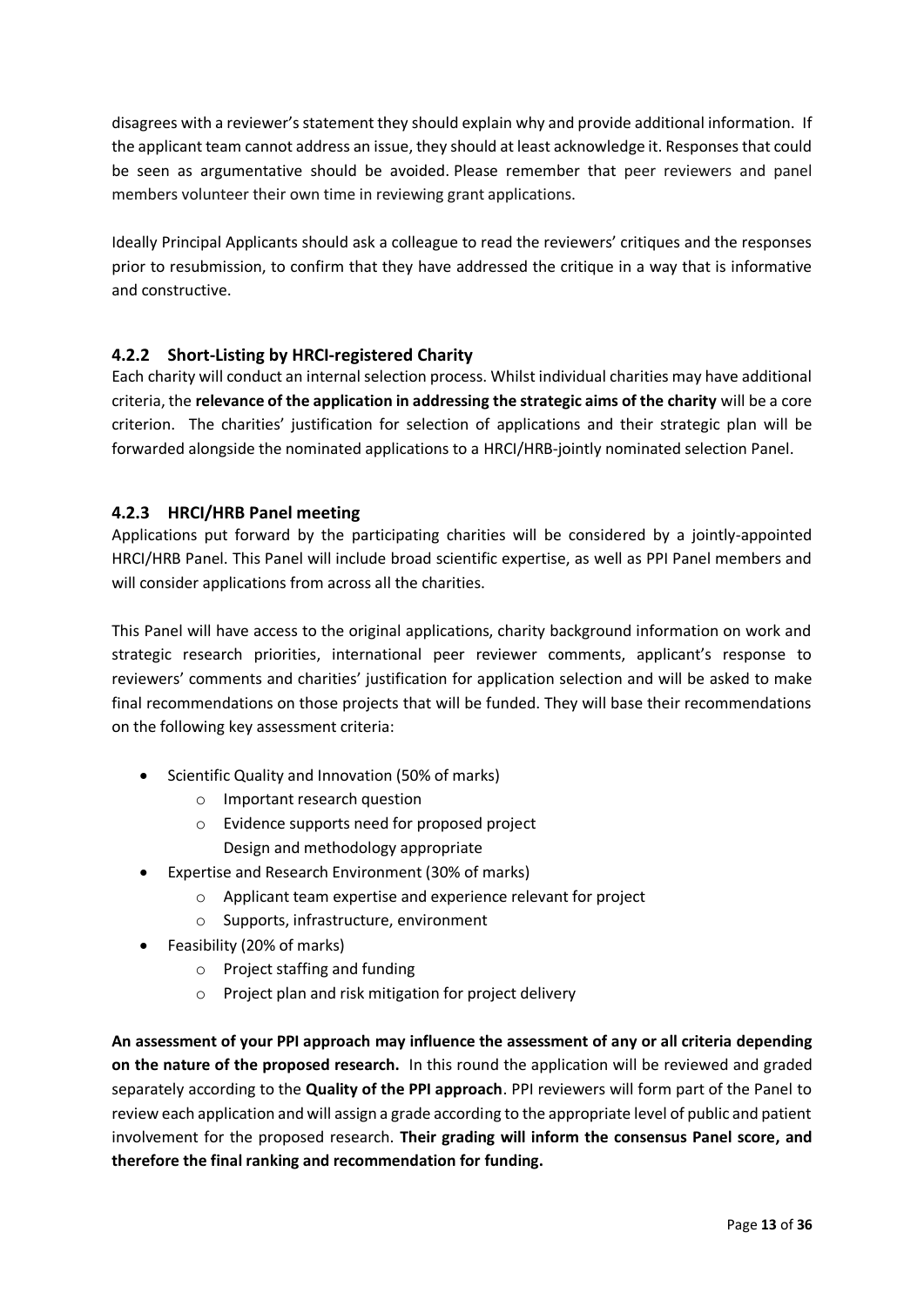disagrees with a reviewer's statement they should explain why and provide additional information. If the applicant team cannot address an issue, they should at least acknowledge it. Responses that could be seen as argumentative should be avoided. Please remember that peer reviewers and panel members volunteer their own time in reviewing grant applications.

Ideally Principal Applicants should ask a colleague to read the reviewers' critiques and the responses prior to resubmission, to confirm that they have addressed the critique in a way that is informative and constructive.

### 4.2.2 Short-Listing by HRCI-registered Charity

Each charity will conduct an internal selection process. Whilst individual charities may have additional criteria, the **relevance of the application in addressing the strategic aims of the charity** will be a core criterion. The charities' justification for selection of applications and their strategic plan will be forwarded alongside the nominated applications to a HRCI/HRB-jointly nominated selection Panel.

### 4.2.3 HRCI/HRB Panel meeting

Applications put forward by the participating charities will be considered by a jointly-appointed HRCI/HRB Panel. This Panel will include broad scientific expertise, as well as PPI Panel members and will consider applications from across all the charities.

This Panel will have access to the original applications, charity background information on work and strategic research priorities, international peer reviewer comments, applicant's response to reviewers' comments and charities' justification for application selection and will be asked to make final recommendations on those projects that will be funded. They will base their recommendations on the following key assessment criteria:

- Scientific Quality and Innovation (50% of marks)
  - Important research question
  - Evidence supports need for proposed project
    Design and methodology appropriate
- Expertise and Research Environment (30% of marks)
  - Applicant team expertise and experience relevant for project
  - Supports, infrastructure, environment
- Feasibility (20% of marks)
  - Project staffing and funding
  - Project plan and risk mitigation for project delivery

**An assessment of your PPI approach may influence the assessment of any or all criteria depending on the nature of the proposed research.** In this round the application will be reviewed and graded separately according to the **Quality of the PPI approach**. PPI reviewers will form part of the Panel to review each application and will assign a grade according to the appropriate level of public and patient involvement for the proposed research. **Their grading will inform the consensus Panel score, and therefore the final ranking and recommendation for funding.**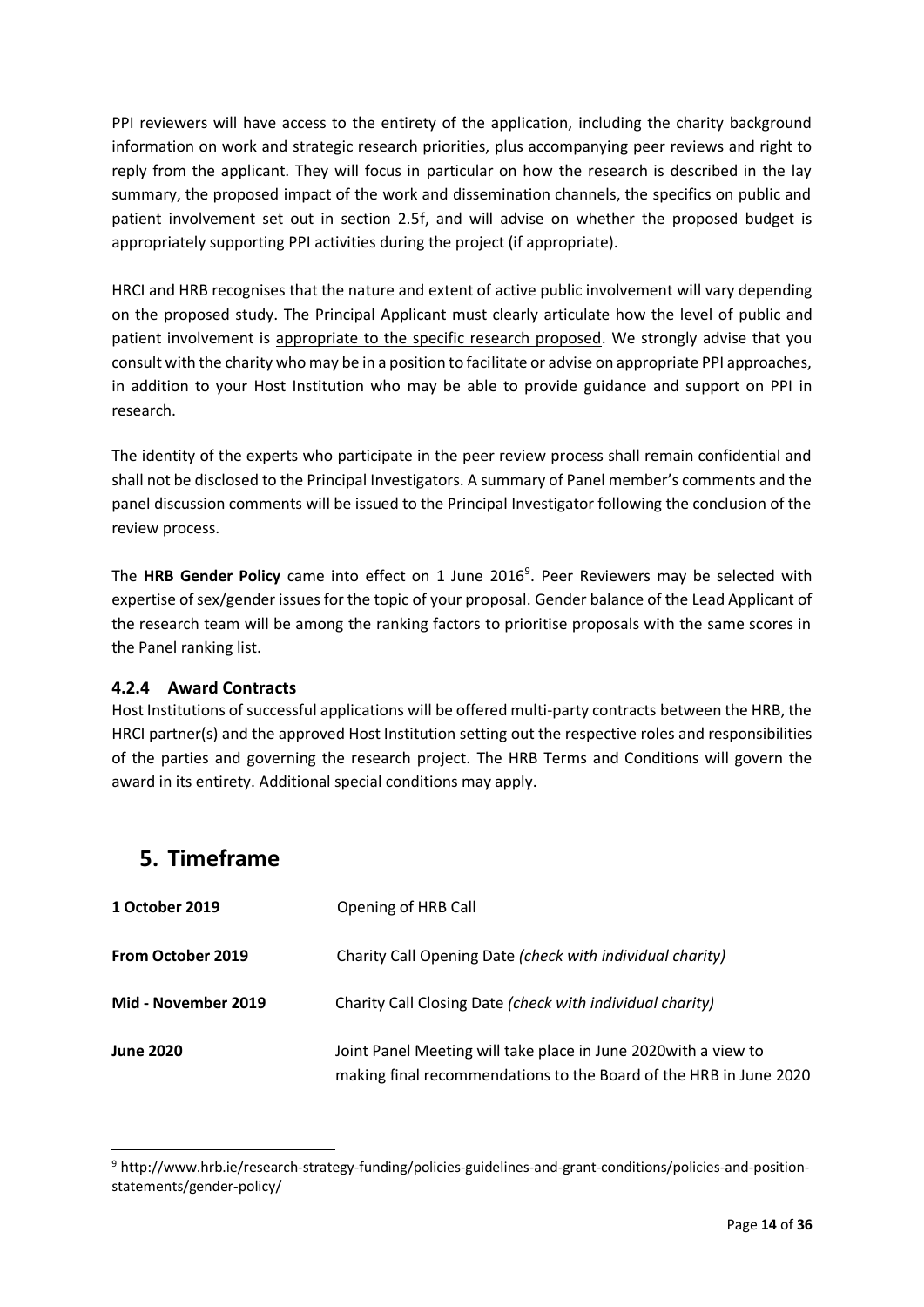PPI reviewers will have access to the entirety of the application, including the charity background information on work and strategic research priorities, plus accompanying peer reviews and right to reply from the applicant. They will focus in particular on how the research is described in the lay summary, the proposed impact of the work and dissemination channels, the specifics on public and patient involvement set out in section 2.5f, and will advise on whether the proposed budget is appropriately supporting PPI activities during the project (if appropriate).

HRCI and HRB recognises that the nature and extent of active public involvement will vary depending on the proposed study. The Principal Applicant must clearly articulate how the level of public and patient involvement is appropriate to the specific research proposed. We strongly advise that you consult with the charity who may be in a position to facilitate or advise on appropriate PPI approaches, in addition to your Host Institution who may be able to provide guidance and support on PPI in research.

The identity of the experts who participate in the peer review process shall remain confidential and shall not be disclosed to the Principal Investigators. A summary of Panel member's comments and the panel discussion comments will be issued to the Principal Investigator following the conclusion of the review process.

The **HRB Gender Policy** came into effect on 1 June 2016[9]. Peer Reviewers may be selected with expertise of sex/gender issues for the topic of your proposal. Gender balance of the Lead Applicant of the research team will be among the ranking factors to prioritise proposals with the same scores in the Panel ranking list.

### 4.2.4 Award Contracts

Host Institutions of successful applications will be offered multi-party contracts between the HRB, the HRCI partner(s) and the approved Host Institution setting out the respective roles and responsibilities of the parties and governing the research project. The HRB Terms and Conditions will govern the award in its entirety. Additional special conditions may apply.

## 5. Timeframe

| | |
|---|---|
| **1 October 2019** | Opening of HRB Call |
| **From October 2019** | Charity Call Opening Date *(check with individual charity)* |
| **Mid - November 2019** | Charity Call Closing Date *(check with individual charity)* |
| **June 2020** | Joint Panel Meeting will take place in June 2020with a view to making final recommendations to the Board of the HRB in June 2020 |

[9] http://www.hrb.ie/research-strategy-funding/policies-guidelines-and-grant-conditions/policies-and-position-statements/gender-policy/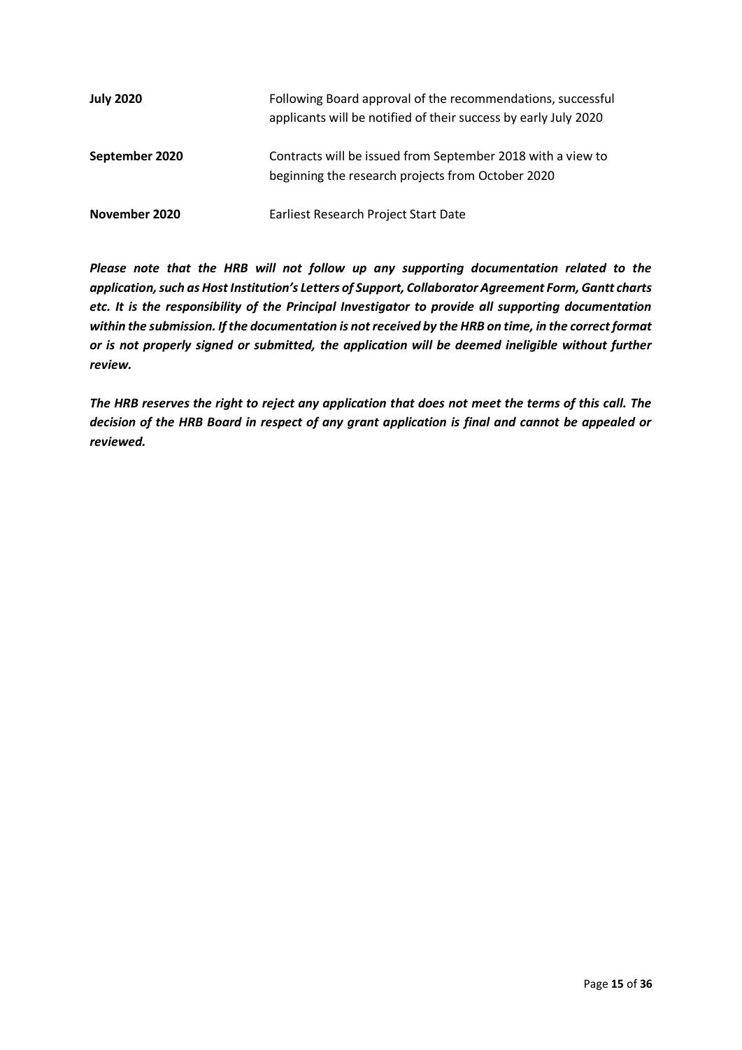| | |
|---|---|
| **July 2020** | Following Board approval of the recommendations, successful applicants will be notified of their success by early July 2020 |
| **September 2020** | Contracts will be issued from September 2018 with a view to beginning the research projects from October 2020 |
| **November 2020** | Earliest Research Project Start Date |

***Please note that the HRB will not follow up any supporting documentation related to the application, such as Host Institution's Letters of Support, Collaborator Agreement Form, Gantt charts etc. It is the responsibility of the Principal Investigator to provide all supporting documentation within the submission. If the documentation is not received by the HRB on time, in the correct format or is not properly signed or submitted, the application will be deemed ineligible without further review.***

***The HRB reserves the right to reject any application that does not meet the terms of this call. The decision of the HRB Board in respect of any grant application is final and cannot be appealed or reviewed.***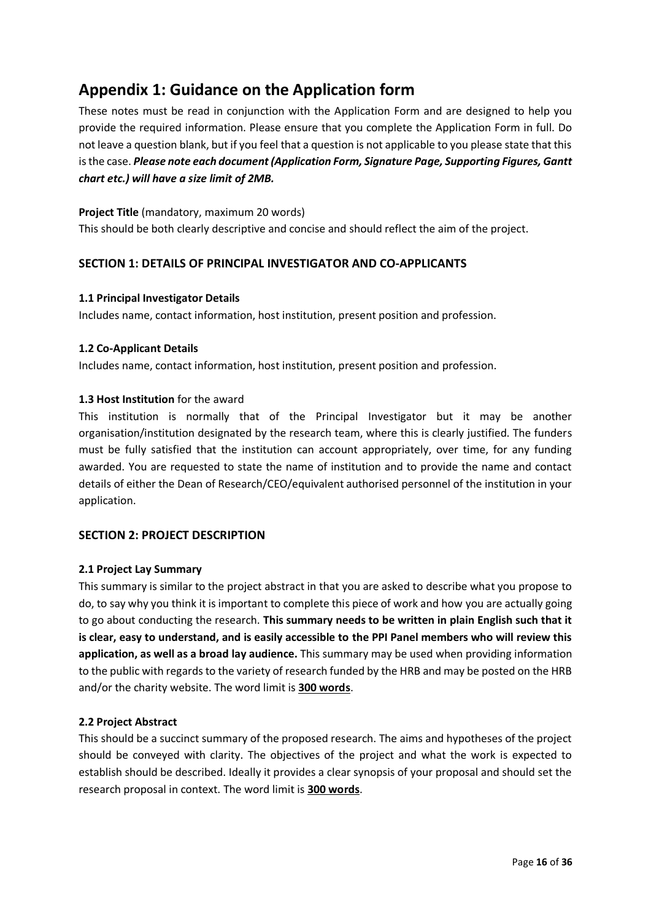# Appendix 1: Guidance on the Application form

These notes must be read in conjunction with the Application Form and are designed to help you provide the required information. Please ensure that you complete the Application Form in full. Do not leave a question blank, but if you feel that a question is not applicable to you please state that this is the case. ***Please note each document (Application Form, Signature Page, Supporting Figures, Gantt chart etc.) will have a size limit of 2MB.***

**Project Title** (mandatory, maximum 20 words)
This should be both clearly descriptive and concise and should reflect the aim of the project.

## SECTION 1: DETAILS OF PRINCIPAL INVESTIGATOR AND CO-APPLICANTS

### 1.1 Principal Investigator Details

Includes name, contact information, host institution, present position and profession.

### 1.2 Co-Applicant Details

Includes name, contact information, host institution, present position and profession.

### 1.3 Host Institution for the award

This institution is normally that of the Principal Investigator but it may be another organisation/institution designated by the research team, where this is clearly justified. The funders must be fully satisfied that the institution can account appropriately, over time, for any funding awarded. You are requested to state the name of institution and to provide the name and contact details of either the Dean of Research/CEO/equivalent authorised personnel of the institution in your application.

## SECTION 2: PROJECT DESCRIPTION

### 2.1 Project Lay Summary

This summary is similar to the project abstract in that you are asked to describe what you propose to do, to say why you think it is important to complete this piece of work and how you are actually going to go about conducting the research. **This summary needs to be written in plain English such that it is clear, easy to understand, and is easily accessible to the PPI Panel members who will review this application, as well as a broad lay audience.** This summary may be used when providing information to the public with regards to the variety of research funded by the HRB and may be posted on the HRB and/or the charity website. The word limit is **300 words**.

### 2.2 Project Abstract

This should be a succinct summary of the proposed research. The aims and hypotheses of the project should be conveyed with clarity. The objectives of the project and what the work is expected to establish should be described. Ideally it provides a clear synopsis of your proposal and should set the research proposal in context. The word limit is **300 words**.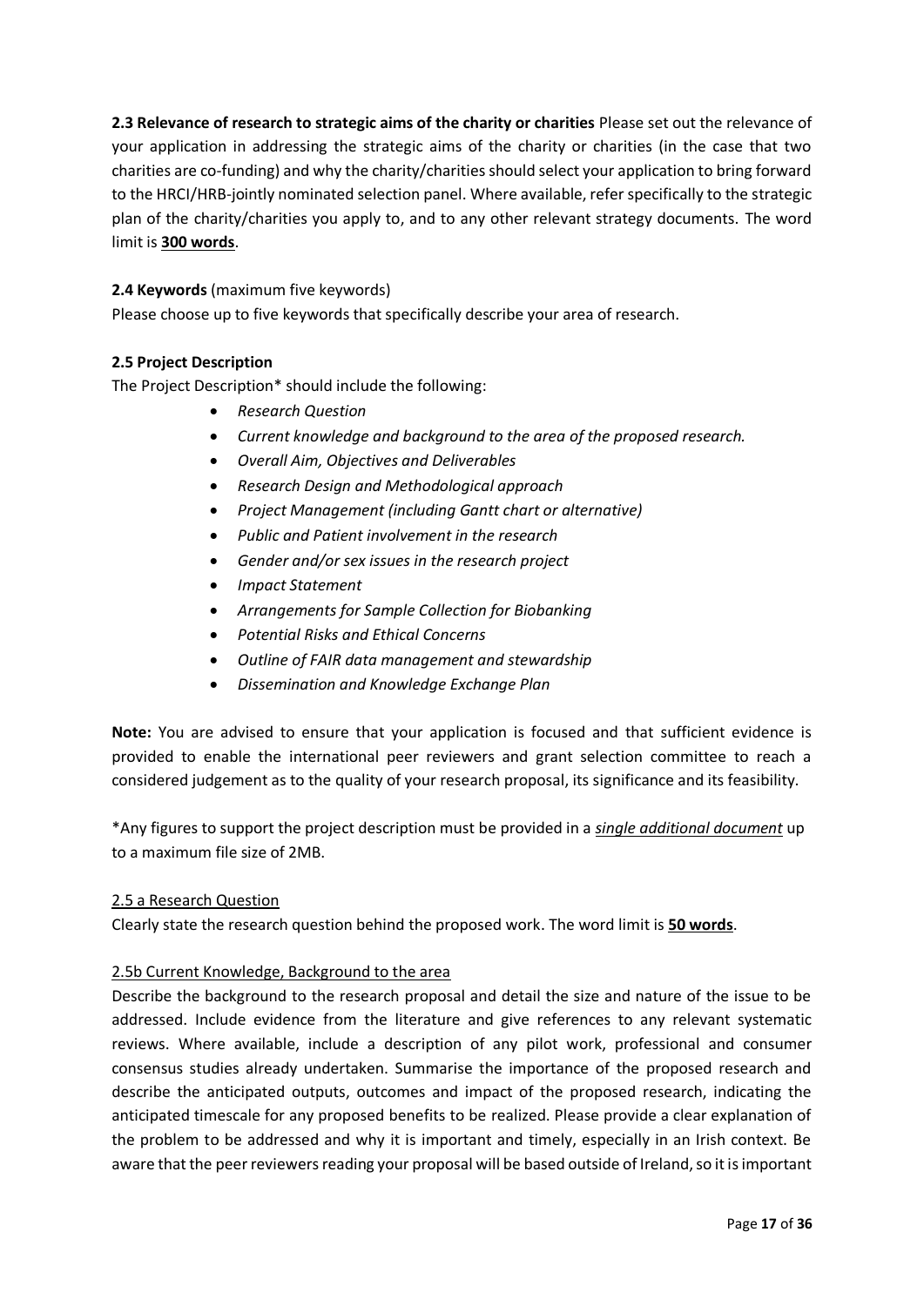**2.3 Relevance of research to strategic aims of the charity or charities** Please set out the relevance of your application in addressing the strategic aims of the charity or charities (in the case that two charities are co-funding) and why the charity/charities should select your application to bring forward to the HRCI/HRB-jointly nominated selection panel. Where available, refer specifically to the strategic plan of the charity/charities you apply to, and to any other relevant strategy documents. The word limit is **300 words**.

**2.4 Keywords** (maximum five keywords)

Please choose up to five keywords that specifically describe your area of research.

**2.5 Project Description**

The Project Description* should include the following:

- *Research Question*
- *Current knowledge and background to the area of the proposed research.*
- *Overall Aim, Objectives and Deliverables*
- *Research Design and Methodological approach*
- *Project Management (including Gantt chart or alternative)*
- *Public and Patient involvement in the research*
- *Gender and/or sex issues in the research project*
- *Impact Statement*
- *Arrangements for Sample Collection for Biobanking*
- *Potential Risks and Ethical Concerns*
- *Outline of FAIR data management and stewardship*
- *Dissemination and Knowledge Exchange Plan*

**Note:** You are advised to ensure that your application is focused and that sufficient evidence is provided to enable the international peer reviewers and grant selection committee to reach a considered judgement as to the quality of your research proposal, its significance and its feasibility.

*Any figures to support the project description must be provided in a ***single additional document*** up to a maximum file size of 2MB.

2.5 a Research Question

Clearly state the research question behind the proposed work. The word limit is **50 words**.

2.5b Current Knowledge, Background to the area

Describe the background to the research proposal and detail the size and nature of the issue to be addressed. Include evidence from the literature and give references to any relevant systematic reviews. Where available, include a description of any pilot work, professional and consumer consensus studies already undertaken. Summarise the importance of the proposed research and describe the anticipated outputs, outcomes and impact of the proposed research, indicating the anticipated timescale for any proposed benefits to be realized. Please provide a clear explanation of the problem to be addressed and why it is important and timely, especially in an Irish context. Be aware that the peer reviewers reading your proposal will be based outside of Ireland, so it is important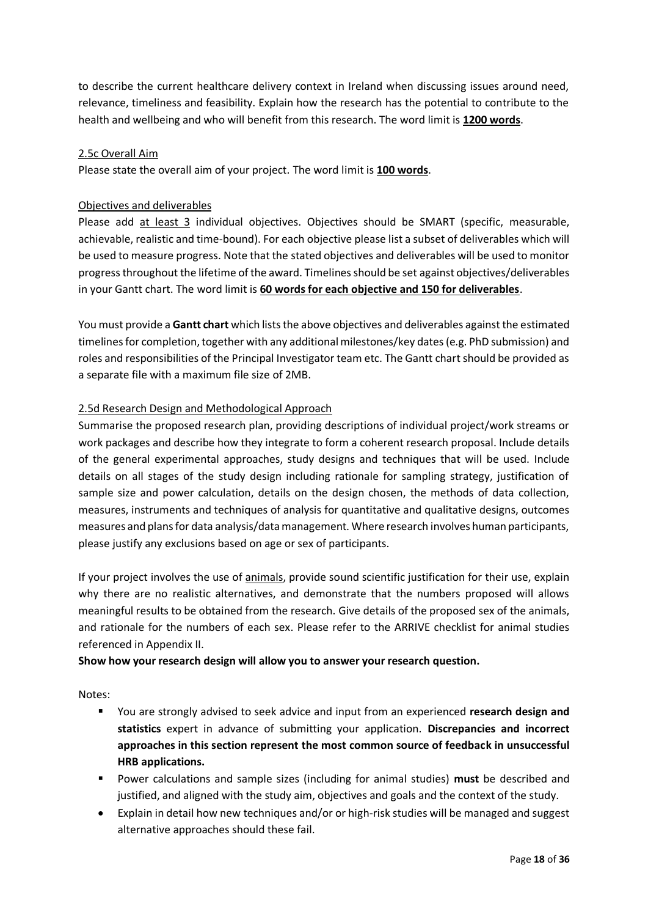to describe the current healthcare delivery context in Ireland when discussing issues around need, relevance, timeliness and feasibility. Explain how the research has the potential to contribute to the health and wellbeing and who will benefit from this research. The word limit is **1200 words**.

### 2.5c Overall Aim

Please state the overall aim of your project. The word limit is **100 words**.

### Objectives and deliverables

Please add at least 3 individual objectives. Objectives should be SMART (specific, measurable, achievable, realistic and time-bound). For each objective please list a subset of deliverables which will be used to measure progress. Note that the stated objectives and deliverables will be used to monitor progress throughout the lifetime of the award. Timelines should be set against objectives/deliverables in your Gantt chart. The word limit is **60 words for each objective and 150 for deliverables**.

You must provide a **Gantt chart** which lists the above objectives and deliverables against the estimated timelines for completion, together with any additional milestones/key dates (e.g. PhD submission) and roles and responsibilities of the Principal Investigator team etc. The Gantt chart should be provided as a separate file with a maximum file size of 2MB.

### 2.5d Research Design and Methodological Approach

Summarise the proposed research plan, providing descriptions of individual project/work streams or work packages and describe how they integrate to form a coherent research proposal. Include details of the general experimental approaches, study designs and techniques that will be used. Include details on all stages of the study design including rationale for sampling strategy, justification of sample size and power calculation, details on the design chosen, the methods of data collection, measures, instruments and techniques of analysis for quantitative and qualitative designs, outcomes measures and plans for data analysis/data management. Where research involves human participants, please justify any exclusions based on age or sex of participants.

If your project involves the use of animals, provide sound scientific justification for their use, explain why there are no realistic alternatives, and demonstrate that the numbers proposed will allows meaningful results to be obtained from the research. Give details of the proposed sex of the animals, and rationale for the numbers of each sex. Please refer to the ARRIVE checklist for animal studies referenced in Appendix II.

**Show how your research design will allow you to answer your research question.**

Notes:

- You are strongly advised to seek advice and input from an experienced **research design and statistics** expert in advance of submitting your application. **Discrepancies and incorrect approaches in this section represent the most common source of feedback in unsuccessful HRB applications.**
- Power calculations and sample sizes (including for animal studies) **must** be described and justified, and aligned with the study aim, objectives and goals and the context of the study.
- Explain in detail how new techniques and/or or high-risk studies will be managed and suggest alternative approaches should these fail.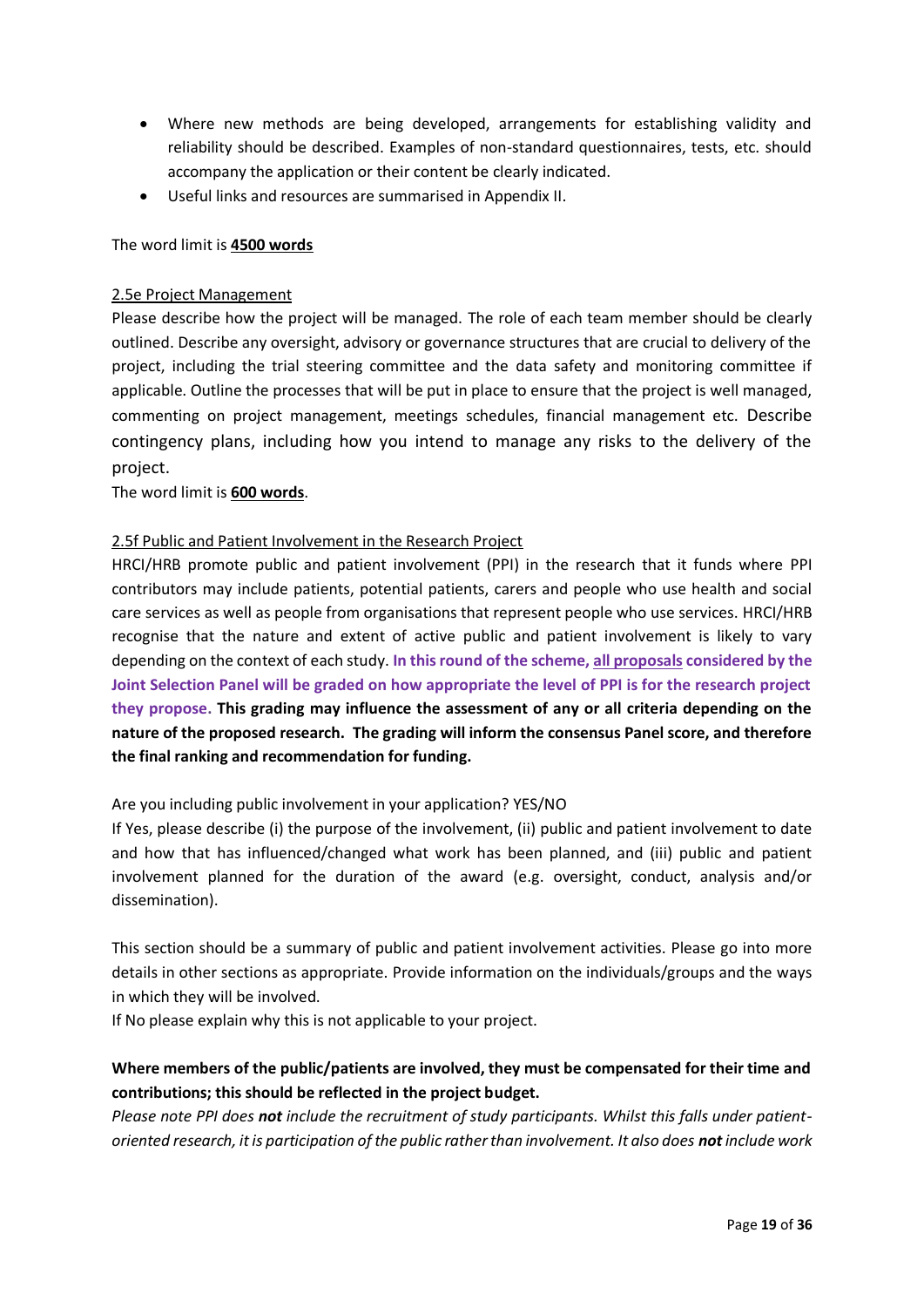- Where new methods are being developed, arrangements for establishing validity and reliability should be described. Examples of non-standard questionnaires, tests, etc. should accompany the application or their content be clearly indicated.
- Useful links and resources are summarised in Appendix II.

The word limit is **4500 words**

2.5e Project Management

Please describe how the project will be managed. The role of each team member should be clearly outlined. Describe any oversight, advisory or governance structures that are crucial to delivery of the project, including the trial steering committee and the data safety and monitoring committee if applicable. Outline the processes that will be put in place to ensure that the project is well managed, commenting on project management, meetings schedules, financial management etc. Describe contingency plans, including how you intend to manage any risks to the delivery of the project.

The word limit is **600 words**.

2.5f Public and Patient Involvement in the Research Project

HRCI/HRB promote public and patient involvement (PPI) in the research that it funds where PPI contributors may include patients, potential patients, carers and people who use health and social care services as well as people from organisations that represent people who use services. HRCI/HRB recognise that the nature and extent of active public and patient involvement is likely to vary depending on the context of each study. **In this round of the scheme, all proposals considered by the Joint Selection Panel will be graded on how appropriate the level of PPI is for the research project they propose. This grading may influence the assessment of any or all criteria depending on the nature of the proposed research. The grading will inform the consensus Panel score, and therefore the final ranking and recommendation for funding.**

Are you including public involvement in your application? YES/NO

If Yes, please describe (i) the purpose of the involvement, (ii) public and patient involvement to date and how that has influenced/changed what work has been planned, and (iii) public and patient involvement planned for the duration of the award (e.g. oversight, conduct, analysis and/or dissemination).

This section should be a summary of public and patient involvement activities. Please go into more details in other sections as appropriate. Provide information on the individuals/groups and the ways in which they will be involved.

If No please explain why this is not applicable to your project.

**Where members of the public/patients are involved, they must be compensated for their time and contributions; this should be reflected in the project budget.**

*Please note PPI does **not** include the recruitment of study participants. Whilst this falls under patient-oriented research, it is participation of the public rather than involvement. It also does **not** include work*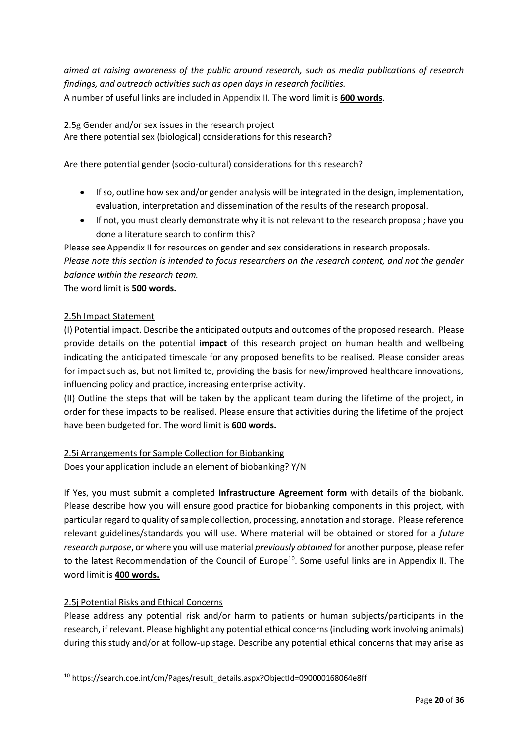*aimed at raising awareness of the public around research, such as media publications of research findings, and outreach activities such as open days in research facilities.*
A number of useful links are included in Appendix II. The word limit is **600 words**.

2.5g Gender and/or sex issues in the research project

Are there potential sex (biological) considerations for this research?

Are there potential gender (socio-cultural) considerations for this research?

- If so, outline how sex and/or gender analysis will be integrated in the design, implementation, evaluation, interpretation and dissemination of the results of the research proposal.
- If not, you must clearly demonstrate why it is not relevant to the research proposal; have you done a literature search to confirm this?

Please see Appendix II for resources on gender and sex considerations in research proposals.
*Please note this section is intended to focus researchers on the research content, and not the gender balance within the research team.*
The word limit is **500 words.**

2.5h Impact Statement

(I) Potential impact. Describe the anticipated outputs and outcomes of the proposed research. Please provide details on the potential **impact** of this research project on human health and wellbeing indicating the anticipated timescale for any proposed benefits to be realised. Please consider areas for impact such as, but not limited to, providing the basis for new/improved healthcare innovations, influencing policy and practice, increasing enterprise activity.

(II) Outline the steps that will be taken by the applicant team during the lifetime of the project, in order for these impacts to be realised. Please ensure that activities during the lifetime of the project have been budgeted for. The word limit is **600 words.**

2.5i Arrangements for Sample Collection for Biobanking

Does your application include an element of biobanking? Y/N

If Yes, you must submit a completed **Infrastructure Agreement form** with details of the biobank. Please describe how you will ensure good practice for biobanking components in this project, with particular regard to quality of sample collection, processing, annotation and storage. Please reference relevant guidelines/standards you will use. Where material will be obtained or stored for a *future research purpose*, or where you will use material *previously obtained* for another purpose, please refer to the latest Recommendation of the Council of Europe[10]. Some useful links are in Appendix II. The word limit is **400 words.**

2.5j Potential Risks and Ethical Concerns

Please address any potential risk and/or harm to patients or human subjects/participants in the research, if relevant. Please highlight any potential ethical concerns (including work involving animals) during this study and/or at follow-up stage. Describe any potential ethical concerns that may arise as

[10] https://search.coe.int/cm/Pages/result_details.aspx?ObjectId=090000168064e8ff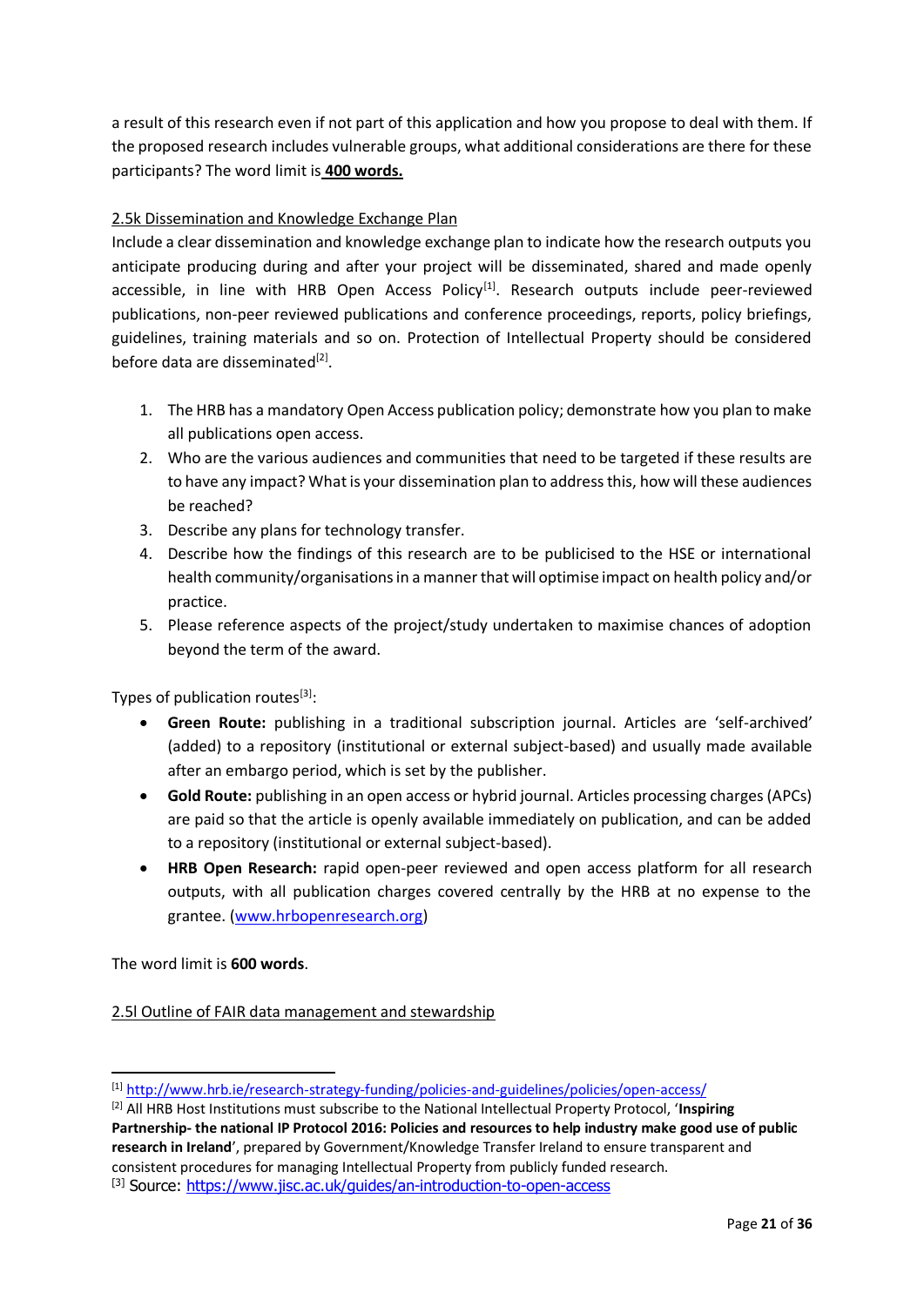a result of this research even if not part of this application and how you propose to deal with them. If the proposed research includes vulnerable groups, what additional considerations are there for these participants? The word limit is **400 words.**

2.5k Dissemination and Knowledge Exchange Plan

Include a clear dissemination and knowledge exchange plan to indicate how the research outputs you anticipate producing during and after your project will be disseminated, shared and made openly accessible, in line with HRB Open Access Policy[1]. Research outputs include peer-reviewed publications, non-peer reviewed publications and conference proceedings, reports, policy briefings, guidelines, training materials and so on. Protection of Intellectual Property should be considered before data are disseminated[2].

1. The HRB has a mandatory Open Access publication policy; demonstrate how you plan to make all publications open access.
2. Who are the various audiences and communities that need to be targeted if these results are to have any impact? What is your dissemination plan to address this, how will these audiences be reached?
3. Describe any plans for technology transfer.
4. Describe how the findings of this research are to be publicised to the HSE or international health community/organisations in a manner that will optimise impact on health policy and/or practice.
5. Please reference aspects of the project/study undertaken to maximise chances of adoption beyond the term of the award.

Types of publication routes[3]:

- **Green Route:** publishing in a traditional subscription journal. Articles are 'self-archived' (added) to a repository (institutional or external subject-based) and usually made available after an embargo period, which is set by the publisher.
- **Gold Route:** publishing in an open access or hybrid journal. Articles processing charges (APCs) are paid so that the article is openly available immediately on publication, and can be added to a repository (institutional or external subject-based).
- **HRB Open Research:** rapid open-peer reviewed and open access platform for all research outputs, with all publication charges covered centrally by the HRB at no expense to the grantee. (www.hrbopenresearch.org)

The word limit is **600 words**.

2.5l Outline of FAIR data management and stewardship

[1] http://www.hrb.ie/research-strategy-funding/policies-and-guidelines/policies/open-access/

[2] All HRB Host Institutions must subscribe to the National Intellectual Property Protocol, '**Inspiring Partnership- the national IP Protocol 2016: Policies and resources to help industry make good use of public research in Ireland**', prepared by Government/Knowledge Transfer Ireland to ensure transparent and consistent procedures for managing Intellectual Property from publicly funded research.

[3] Source: https://www.jisc.ac.uk/guides/an-introduction-to-open-access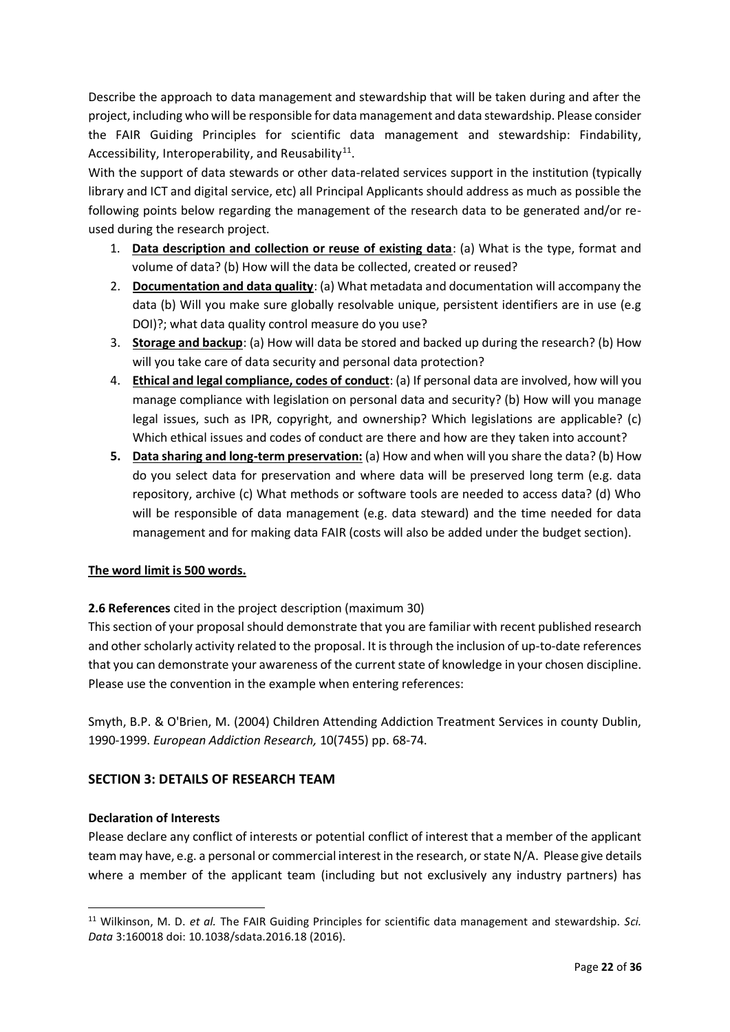Describe the approach to data management and stewardship that will be taken during and after the project, including who will be responsible for data management and data stewardship. Please consider the FAIR Guiding Principles for scientific data management and stewardship: Findability, Accessibility, Interoperability, and Reusability[11].

With the support of data stewards or other data-related services support in the institution (typically library and ICT and digital service, etc) all Principal Applicants should address as much as possible the following points below regarding the management of the research data to be generated and/or re-used during the research project.

1. **Data description and collection or reuse of existing data**: (a) What is the type, format and volume of data? (b) How will the data be collected, created or reused?
2. **Documentation and data quality**: (a) What metadata and documentation will accompany the data (b) Will you make sure globally resolvable unique, persistent identifiers are in use (e.g DOI)?; what data quality control measure do you use?
3. **Storage and backup**: (a) How will data be stored and backed up during the research? (b) How will you take care of data security and personal data protection?
4. **Ethical and legal compliance, codes of conduct**: (a) If personal data are involved, how will you manage compliance with legislation on personal data and security? (b) How will you manage legal issues, such as IPR, copyright, and ownership? Which legislations are applicable? (c) Which ethical issues and codes of conduct are there and how are they taken into account?
5. **Data sharing and long-term preservation:** (a) How and when will you share the data? (b) How do you select data for preservation and where data will be preserved long term (e.g. data repository, archive (c) What methods or software tools are needed to access data? (d) Who will be responsible of data management (e.g. data steward) and the time needed for data management and for making data FAIR (costs will also be added under the budget section).

**The word limit is 500 words.**

**2.6 References** cited in the project description (maximum 30)

This section of your proposal should demonstrate that you are familiar with recent published research and other scholarly activity related to the proposal. It is through the inclusion of up-to-date references that you can demonstrate your awareness of the current state of knowledge in your chosen discipline. Please use the convention in the example when entering references:

Smyth, B.P. & O'Brien, M. (2004) Children Attending Addiction Treatment Services in county Dublin, 1990-1999. *European Addiction Research,* 10(7455) pp. 68-74.

## SECTION 3: DETAILS OF RESEARCH TEAM

### Declaration of Interests

Please declare any conflict of interests or potential conflict of interest that a member of the applicant team may have, e.g. a personal or commercial interest in the research, or state N/A. Please give details where a member of the applicant team (including but not exclusively any industry partners) has

[11] Wilkinson, M. D. *et al.* The FAIR Guiding Principles for scientific data management and stewardship. *Sci. Data* 3:160018 doi: 10.1038/sdata.2016.18 (2016).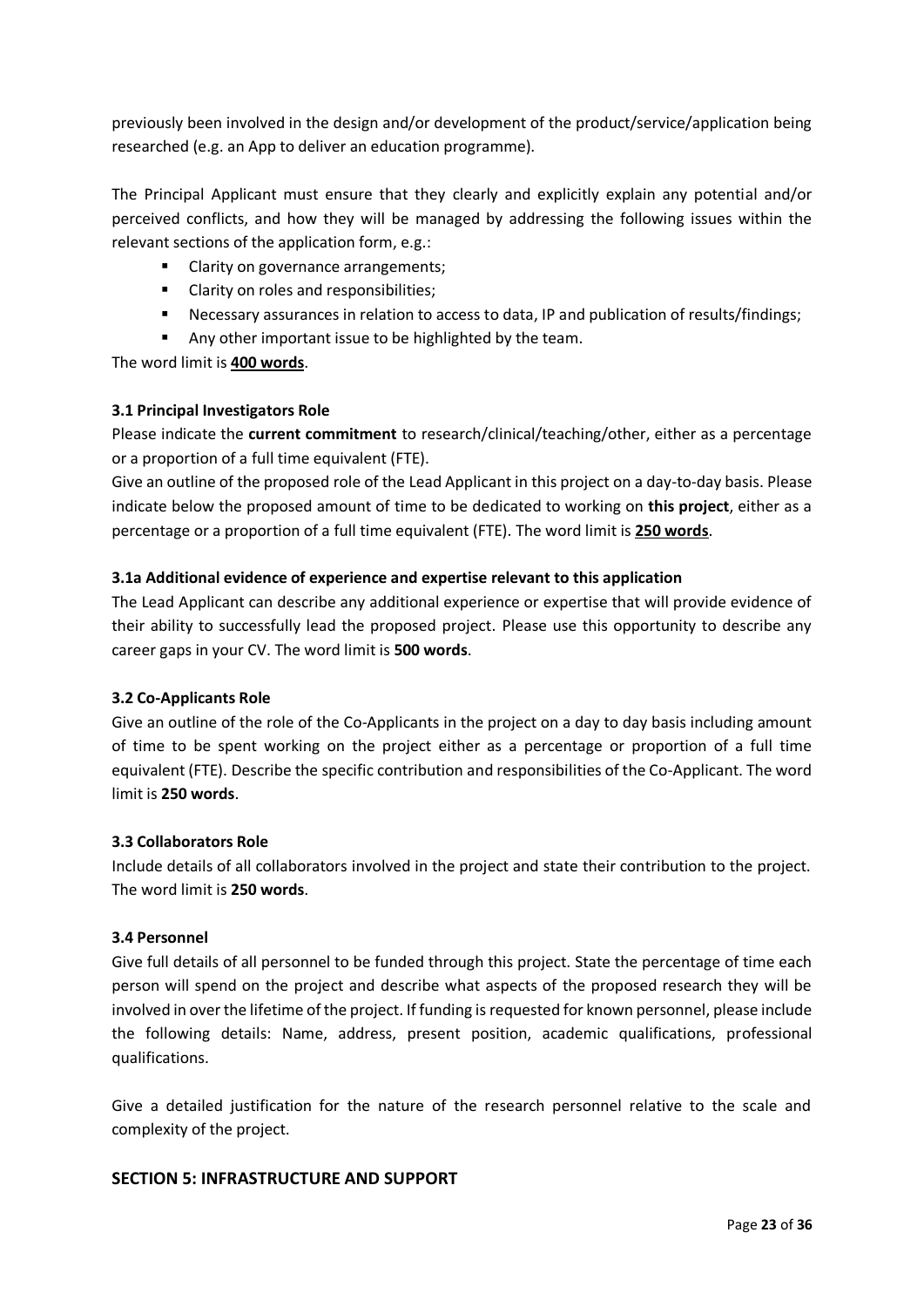previously been involved in the design and/or development of the product/service/application being researched (e.g. an App to deliver an education programme).

The Principal Applicant must ensure that they clearly and explicitly explain any potential and/or perceived conflicts, and how they will be managed by addressing the following issues within the relevant sections of the application form, e.g.:

- Clarity on governance arrangements;
- Clarity on roles and responsibilities;
- Necessary assurances in relation to access to data, IP and publication of results/findings;
- Any other important issue to be highlighted by the team.

The word limit is **400 words**.

### 3.1 Principal Investigators Role

Please indicate the **current commitment** to research/clinical/teaching/other, either as a percentage or a proportion of a full time equivalent (FTE).

Give an outline of the proposed role of the Lead Applicant in this project on a day-to-day basis. Please indicate below the proposed amount of time to be dedicated to working on **this project**, either as a percentage or a proportion of a full time equivalent (FTE). The word limit is **250 words**.

### 3.1a Additional evidence of experience and expertise relevant to this application

The Lead Applicant can describe any additional experience or expertise that will provide evidence of their ability to successfully lead the proposed project. Please use this opportunity to describe any career gaps in your CV. The word limit is **500 words**.

### 3.2 Co-Applicants Role

Give an outline of the role of the Co-Applicants in the project on a day to day basis including amount of time to be spent working on the project either as a percentage or proportion of a full time equivalent (FTE). Describe the specific contribution and responsibilities of the Co-Applicant. The word limit is **250 words**.

### 3.3 Collaborators Role

Include details of all collaborators involved in the project and state their contribution to the project. The word limit is **250 words**.

### 3.4 Personnel

Give full details of all personnel to be funded through this project. State the percentage of time each person will spend on the project and describe what aspects of the proposed research they will be involved in over the lifetime of the project. If funding is requested for known personnel, please include the following details: Name, address, present position, academic qualifications, professional qualifications.

Give a detailed justification for the nature of the research personnel relative to the scale and complexity of the project.

## SECTION 5: INFRASTRUCTURE AND SUPPORT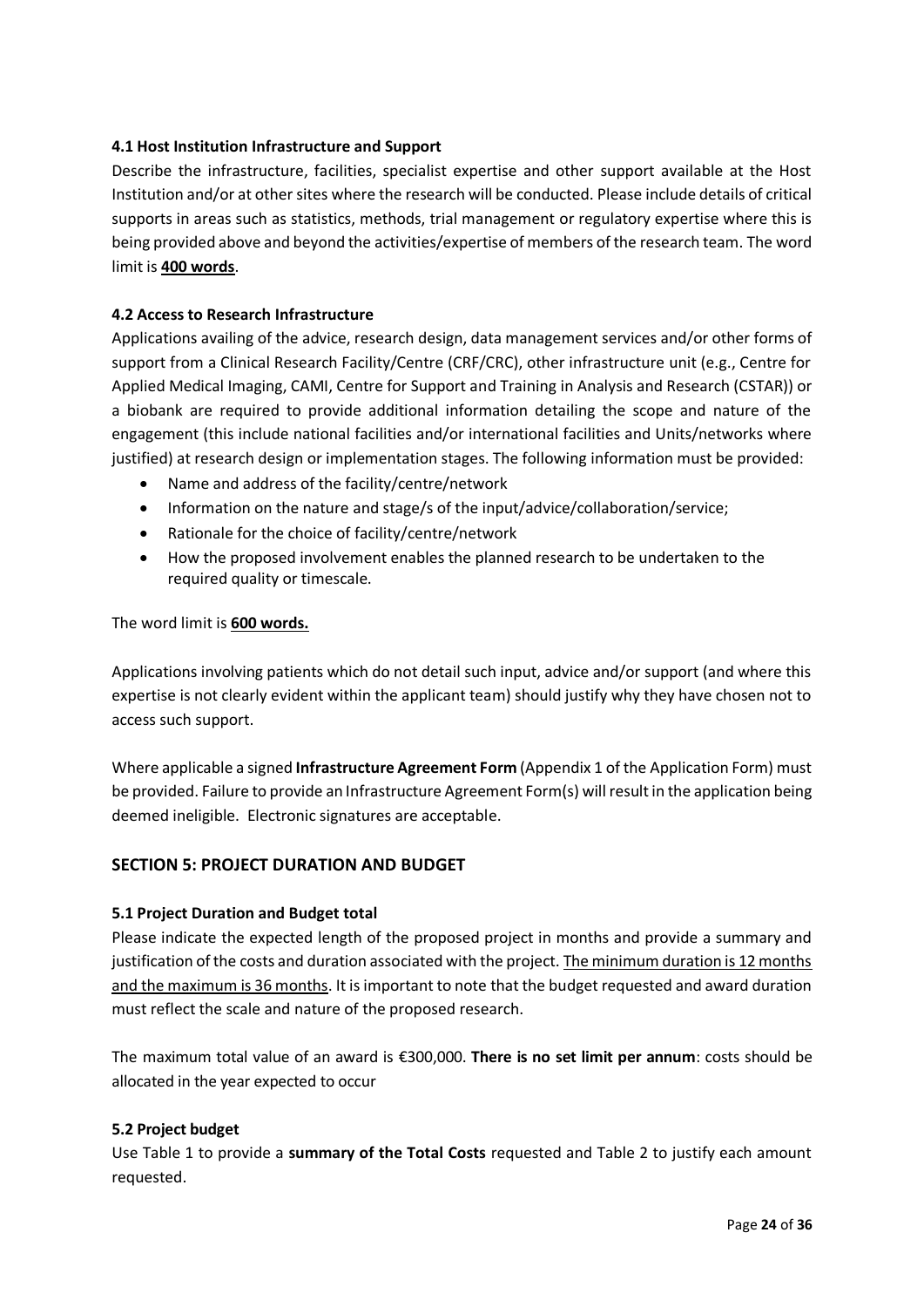### 4.1 Host Institution Infrastructure and Support

Describe the infrastructure, facilities, specialist expertise and other support available at the Host Institution and/or at other sites where the research will be conducted. Please include details of critical supports in areas such as statistics, methods, trial management or regulatory expertise where this is being provided above and beyond the activities/expertise of members of the research team. The word limit is **400 words**.

### 4.2 Access to Research Infrastructure

Applications availing of the advice, research design, data management services and/or other forms of support from a Clinical Research Facility/Centre (CRF/CRC), other infrastructure unit (e.g., Centre for Applied Medical Imaging, CAMI, Centre for Support and Training in Analysis and Research (CSTAR)) or a biobank are required to provide additional information detailing the scope and nature of the engagement (this include national facilities and/or international facilities and Units/networks where justified) at research design or implementation stages. The following information must be provided:

- Name and address of the facility/centre/network
- Information on the nature and stage/s of the input/advice/collaboration/service;
- Rationale for the choice of facility/centre/network
- How the proposed involvement enables the planned research to be undertaken to the required quality or timescale.

The word limit is **600 words.**

Applications involving patients which do not detail such input, advice and/or support (and where this expertise is not clearly evident within the applicant team) should justify why they have chosen not to access such support.

Where applicable a signed **Infrastructure Agreement Form** (Appendix 1 of the Application Form) must be provided. Failure to provide an Infrastructure Agreement Form(s) will result in the application being deemed ineligible. Electronic signatures are acceptable.

## SECTION 5: PROJECT DURATION AND BUDGET

### 5.1 Project Duration and Budget total

Please indicate the expected length of the proposed project in months and provide a summary and justification of the costs and duration associated with the project. The minimum duration is 12 months and the maximum is 36 months. It is important to note that the budget requested and award duration must reflect the scale and nature of the proposed research.

The maximum total value of an award is €300,000. **There is no set limit per annum**: costs should be allocated in the year expected to occur

### 5.2 Project budget

Use Table 1 to provide a **summary of the Total Costs** requested and Table 2 to justify each amount requested.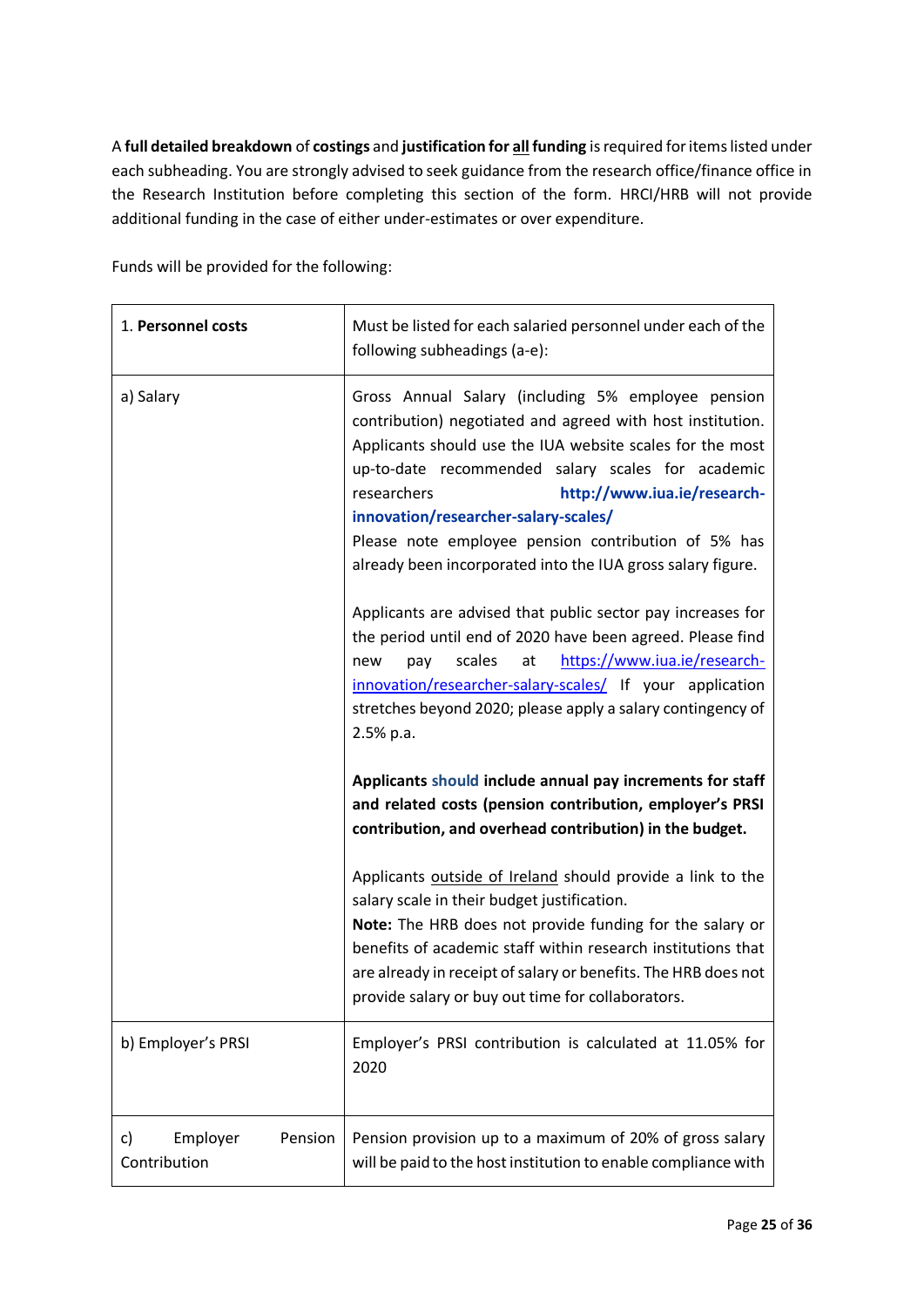A **full detailed breakdown** of **costings** and **justification for all funding** is required for items listed under each subheading. You are strongly advised to seek guidance from the research office/finance office in the Research Institution before completing this section of the form. HRCI/HRB will not provide additional funding in the case of either under-estimates or over expenditure.

Funds will be provided for the following:

| 1. **Personnel costs** | Must be listed for each salaried personnel under each of the following subheadings (a-e): |
|---|---|
| a) Salary | Gross Annual Salary (including 5% employee pension contribution) negotiated and agreed with host institution. Applicants should use the IUA website scales for the most up-to-date recommended salary scales for academic researchers **http://www.iua.ie/research-innovation/researcher-salary-scales/**<br>Please note employee pension contribution of 5% has already been incorporated into the IUA gross salary figure.<br><br>Applicants are advised that public sector pay increases for the period until end of 2020 have been agreed. Please find new pay scales at https://www.iua.ie/research-innovation/researcher-salary-scales/ If your application stretches beyond 2020; please apply a salary contingency of 2.5% p.a.<br><br>**Applicants should include annual pay increments for staff and related costs (pension contribution, employer's PRSI contribution, and overhead contribution) in the budget.**<br><br>Applicants outside of Ireland should provide a link to the salary scale in their budget justification.<br>**Note:** The HRB does not provide funding for the salary or benefits of academic staff within research institutions that are already in receipt of salary or benefits. The HRB does not provide salary or buy out time for collaborators. |
| b) Employer's PRSI | Employer's PRSI contribution is calculated at 11.05% for 2020 |
| c) Employer Pension Contribution | Pension provision up to a maximum of 20% of gross salary will be paid to the host institution to enable compliance with |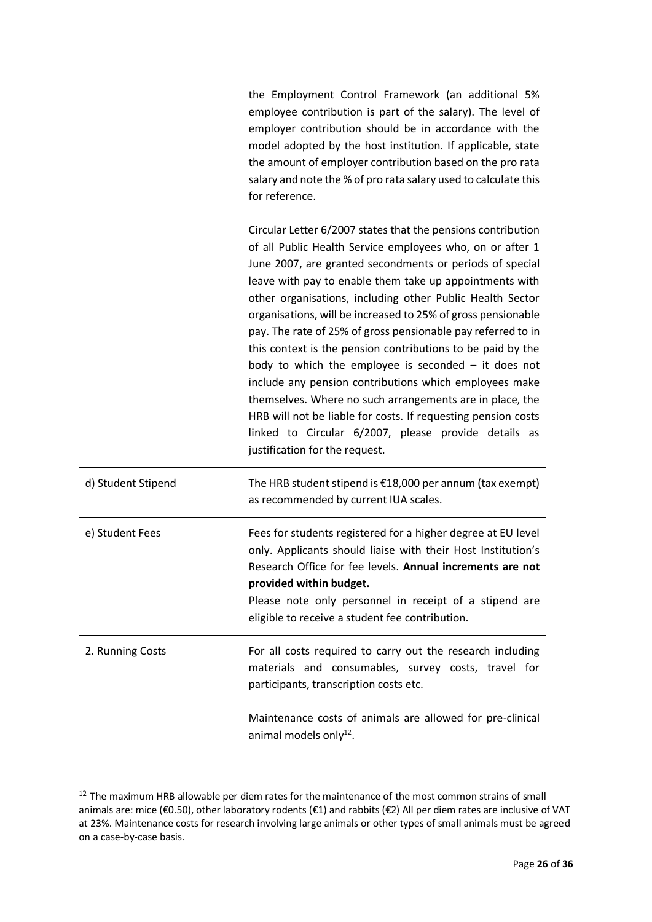| | |
|---|---|
| | the Employment Control Framework (an additional 5% employee contribution is part of the salary). The level of employer contribution should be in accordance with the model adopted by the host institution. If applicable, state the amount of employer contribution based on the pro rata salary and note the % of pro rata salary used to calculate this for reference.<br><br>Circular Letter 6/2007 states that the pensions contribution of all Public Health Service employees who, on or after 1 June 2007, are granted secondments or periods of special leave with pay to enable them take up appointments with other organisations, including other Public Health Sector organisations, will be increased to 25% of gross pensionable pay. The rate of 25% of gross pensionable pay referred to in this context is the pension contributions to be paid by the body to which the employee is seconded – it does not include any pension contributions which employees make themselves. Where no such arrangements are in place, the HRB will not be liable for costs. If requesting pension costs linked to Circular 6/2007, please provide details as justification for the request. |
| d) Student Stipend | The HRB student stipend is €18,000 per annum (tax exempt) as recommended by current IUA scales. |
| e) Student Fees | Fees for students registered for a higher degree at EU level only. Applicants should liaise with their Host Institution's Research Office for fee levels. **Annual increments are not provided within budget.**<br>Please note only personnel in receipt of a stipend are eligible to receive a student fee contribution. |
| 2. Running Costs | For all costs required to carry out the research including materials and consumables, survey costs, travel for participants, transcription costs etc.<br><br>Maintenance costs of animals are allowed for pre-clinical animal models only[12]. |

[12] The maximum HRB allowable per diem rates for the maintenance of the most common strains of small animals are: mice (€0.50), other laboratory rodents (€1) and rabbits (€2) All per diem rates are inclusive of VAT at 23%. Maintenance costs for research involving large animals or other types of small animals must be agreed on a case-by-case basis.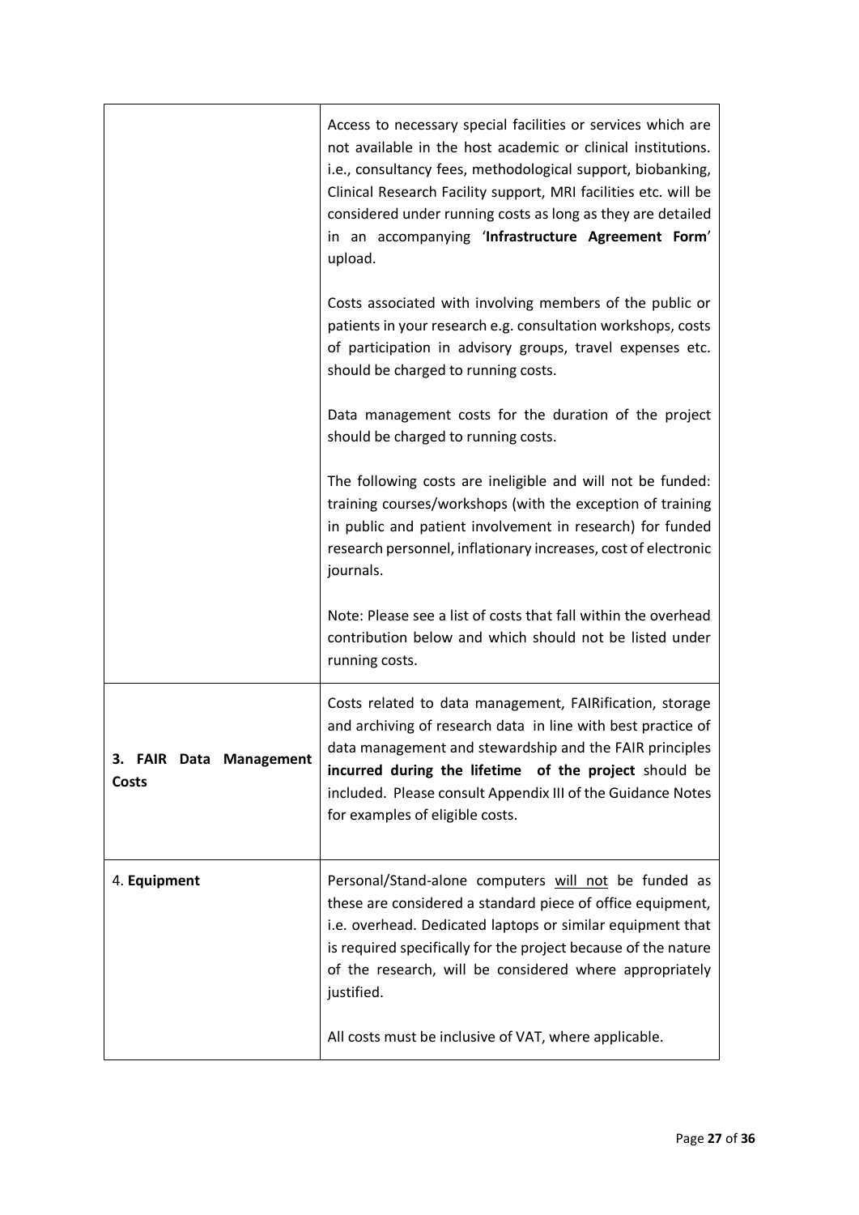| | |
|---|---|
| | Access to necessary special facilities or services which are not available in the host academic or clinical institutions. i.e., consultancy fees, methodological support, biobanking, Clinical Research Facility support, MRI facilities etc. will be considered under running costs as long as they are detailed in an accompanying '**Infrastructure Agreement Form**' upload.<br><br>Costs associated with involving members of the public or patients in your research e.g. consultation workshops, costs of participation in advisory groups, travel expenses etc. should be charged to running costs.<br><br>Data management costs for the duration of the project should be charged to running costs.<br><br>The following costs are ineligible and will not be funded: training courses/workshops (with the exception of training in public and patient involvement in research) for funded research personnel, inflationary increases, cost of electronic journals.<br><br>Note: Please see a list of costs that fall within the overhead contribution below and which should not be listed under running costs. |
| **3. FAIR Data Management Costs** | Costs related to data management, FAIRification, storage and archiving of research data in line with best practice of data management and stewardship and the FAIR principles **incurred during the lifetime of the project** should be included. Please consult Appendix III of the Guidance Notes for examples of eligible costs. |
| 4. **Equipment** | Personal/Stand-alone computers <u>will not</u> be funded as these are considered a standard piece of office equipment, i.e. overhead. Dedicated laptops or similar equipment that is required specifically for the project because of the nature of the research, will be considered where appropriately justified.<br><br>All costs must be inclusive of VAT, where applicable. |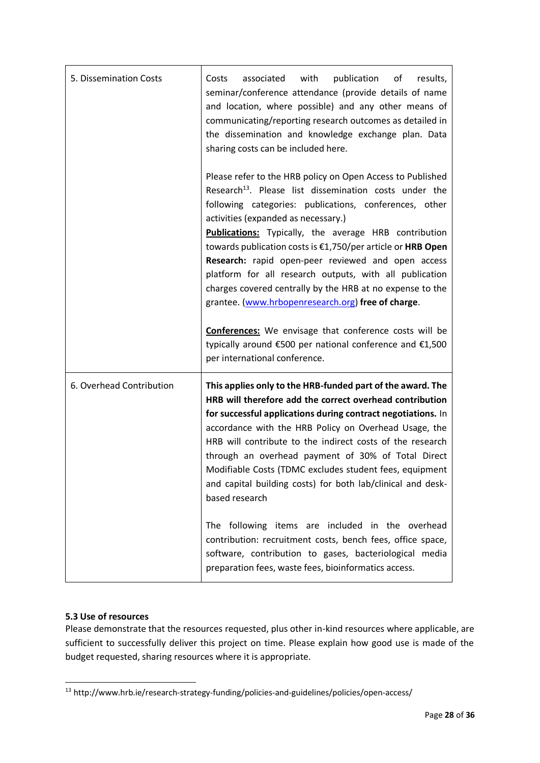| | |
|---|---|
| 5. Dissemination Costs | Costs associated with publication of results, seminar/conference attendance (provide details of name and location, where possible) and any other means of communicating/reporting research outcomes as detailed in the dissemination and knowledge exchange plan. Data sharing costs can be included here.<br><br>Please refer to the HRB policy on Open Access to Published Research[13]. Please list dissemination costs under the following categories: publications, conferences, other activities (expanded as necessary.)<br>**Publications:** Typically, the average HRB contribution towards publication costs is €1,750/per article or **HRB Open Research:** rapid open-peer reviewed and open access platform for all research outputs, with all publication charges covered centrally by the HRB at no expense to the grantee. (www.hrbopenresearch.org) **free of charge**.<br><br>**Conferences:** We envisage that conference costs will be typically around €500 per national conference and €1,500 per international conference. |
| 6. Overhead Contribution | **This applies only to the HRB-funded part of the award. The HRB will therefore add the correct overhead contribution for successful applications during contract negotiations.** In accordance with the HRB Policy on Overhead Usage, the HRB will contribute to the indirect costs of the research through an overhead payment of 30% of Total Direct Modifiable Costs (TDMC excludes student fees, equipment and capital building costs) for both lab/clinical and desk-based research<br><br>The following items are included in the overhead contribution: recruitment costs, bench fees, office space, software, contribution to gases, bacteriological media preparation fees, waste fees, bioinformatics access. |

### 5.3 Use of resources

Please demonstrate that the resources requested, plus other in-kind resources where applicable, are sufficient to successfully deliver this project on time. Please explain how good use is made of the budget requested, sharing resources where it is appropriate.

---

[13] http://www.hrb.ie/research-strategy-funding/policies-and-guidelines/policies/open-access/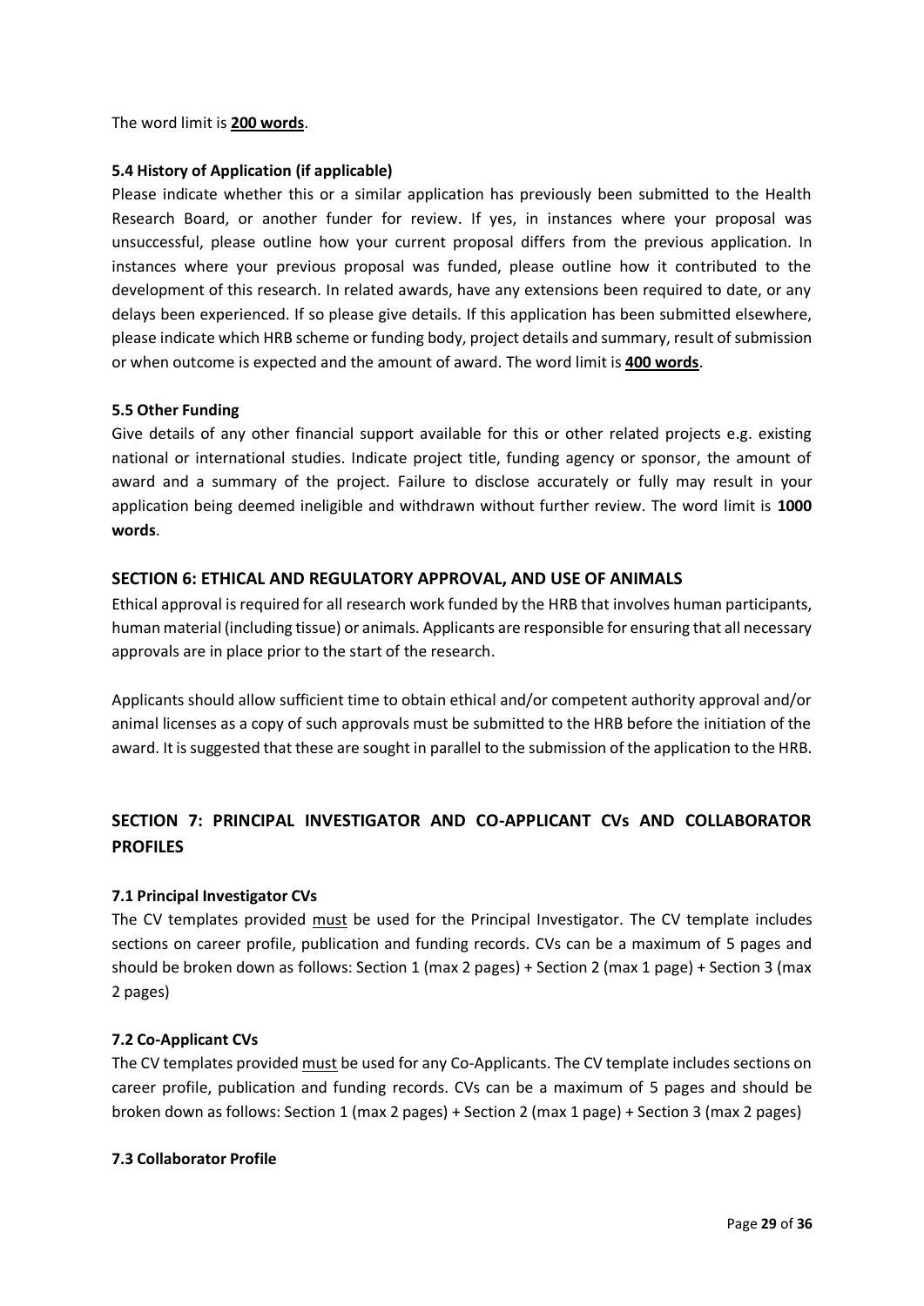The word limit is **200 words**.

### 5.4 History of Application (if applicable)

Please indicate whether this or a similar application has previously been submitted to the Health Research Board, or another funder for review. If yes, in instances where your proposal was unsuccessful, please outline how your current proposal differs from the previous application. In instances where your previous proposal was funded, please outline how it contributed to the development of this research. In related awards, have any extensions been required to date, or any delays been experienced. If so please give details. If this application has been submitted elsewhere, please indicate which HRB scheme or funding body, project details and summary, result of submission or when outcome is expected and the amount of award. The word limit is **400 words**.

### 5.5 Other Funding

Give details of any other financial support available for this or other related projects e.g. existing national or international studies. Indicate project title, funding agency or sponsor, the amount of award and a summary of the project. Failure to disclose accurately or fully may result in your application being deemed ineligible and withdrawn without further review. The word limit is **1000 words**.

## SECTION 6: ETHICAL AND REGULATORY APPROVAL, AND USE OF ANIMALS

Ethical approval is required for all research work funded by the HRB that involves human participants, human material (including tissue) or animals. Applicants are responsible for ensuring that all necessary approvals are in place prior to the start of the research.

Applicants should allow sufficient time to obtain ethical and/or competent authority approval and/or animal licenses as a copy of such approvals must be submitted to the HRB before the initiation of the award. It is suggested that these are sought in parallel to the submission of the application to the HRB.

## SECTION 7: PRINCIPAL INVESTIGATOR AND CO-APPLICANT CVs AND COLLABORATOR PROFILES

### 7.1 Principal Investigator CVs

The CV templates provided must be used for the Principal Investigator. The CV template includes sections on career profile, publication and funding records. CVs can be a maximum of 5 pages and should be broken down as follows: Section 1 (max 2 pages) + Section 2 (max 1 page) + Section 3 (max 2 pages)

### 7.2 Co-Applicant CVs

The CV templates provided must be used for any Co-Applicants. The CV template includes sections on career profile, publication and funding records. CVs can be a maximum of 5 pages and should be broken down as follows: Section 1 (max 2 pages) + Section 2 (max 1 page) + Section 3 (max 2 pages)

### 7.3 Collaborator Profile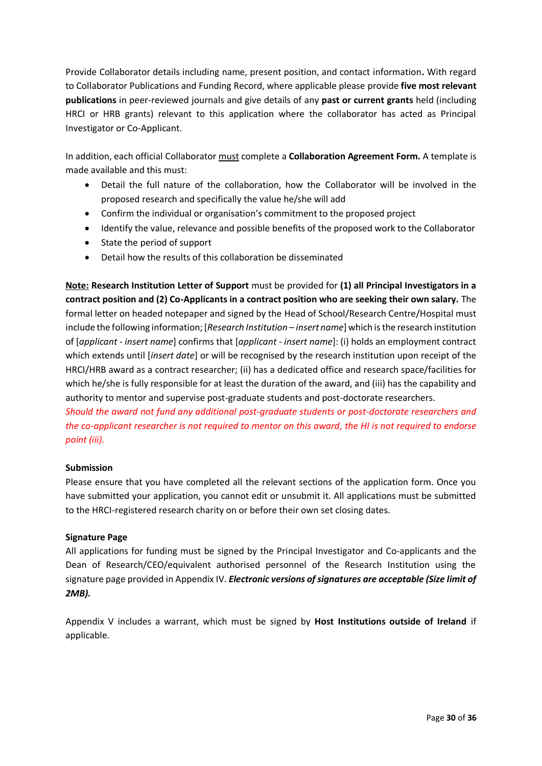Provide Collaborator details including name, present position, and contact information**.** With regard to Collaborator Publications and Funding Record, where applicable please provide **five most relevant publications** in peer-reviewed journals and give details of any **past or current grants** held (including HRCI or HRB grants) relevant to this application where the collaborator has acted as Principal Investigator or Co-Applicant.

In addition, each official Collaborator <u>must</u> complete a **Collaboration Agreement Form.** A template is made available and this must:

- Detail the full nature of the collaboration, how the Collaborator will be involved in the proposed research and specifically the value he/she will add
- Confirm the individual or organisation's commitment to the proposed project
- Identify the value, relevance and possible benefits of the proposed work to the Collaborator
- State the period of support
- Detail how the results of this collaboration be disseminated

**<u>Note:</u> Research Institution Letter of Support** must be provided for **(1) all Principal Investigators in a contract position and (2) Co-Applicants in a contract position who are seeking their own salary.** The formal letter on headed notepaper and signed by the Head of School/Research Centre/Hospital must include the following information; [*Research Institution – insert name*] which is the research institution of [*applicant - insert name*] confirms that [*applicant - insert name*]: (i) holds an employment contract which extends until [*insert date*] or will be recognised by the research institution upon receipt of the HRCI/HRB award as a contract researcher; (ii) has a dedicated office and research space/facilities for which he/she is fully responsible for at least the duration of the award, and (iii) has the capability and authority to mentor and supervise post-graduate students and post-doctorate researchers.
*Should the award not fund any additional post-graduate students or post-doctorate researchers and the co-applicant researcher is not required to mentor on this award, the HI is not required to endorse point (iii).*

**Submission**

Please ensure that you have completed all the relevant sections of the application form. Once you have submitted your application, you cannot edit or unsubmit it. All applications must be submitted to the HRCI-registered research charity on or before their own set closing dates.

**Signature Page**

All applications for funding must be signed by the Principal Investigator and Co-applicants and the Dean of Research/CEO/equivalent authorised personnel of the Research Institution using the signature page provided in Appendix IV. ***Electronic versions of signatures are acceptable (Size limit of 2MB).***

Appendix V includes a warrant, which must be signed by **Host Institutions outside of Ireland** if applicable.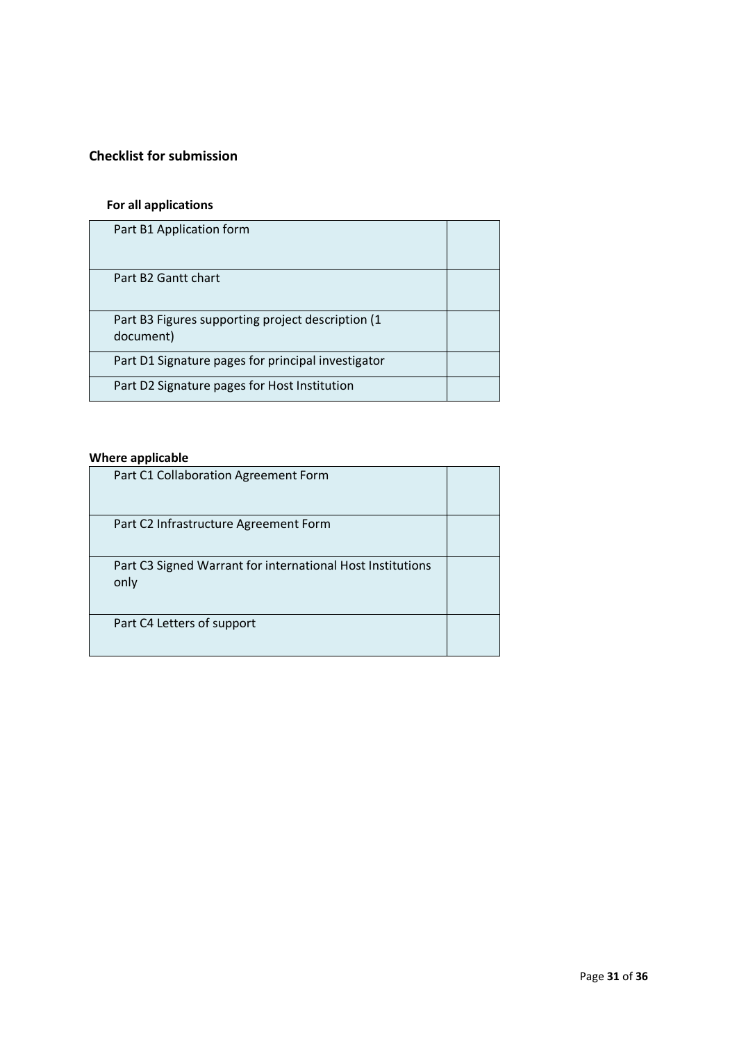## Checklist for submission

### For all applications

| | |
|---|---|
| Part B1 Application form | |
| Part B2 Gantt chart | |
| Part B3 Figures supporting project description (1 document) | |
| Part D1 Signature pages for principal investigator | |
| Part D2 Signature pages for Host Institution | |

### Where applicable

| | |
|---|---|
| Part C1 Collaboration Agreement Form | |
| Part C2 Infrastructure Agreement Form | |
| Part C3 Signed Warrant for international Host Institutions only | |
| Part C4 Letters of support | |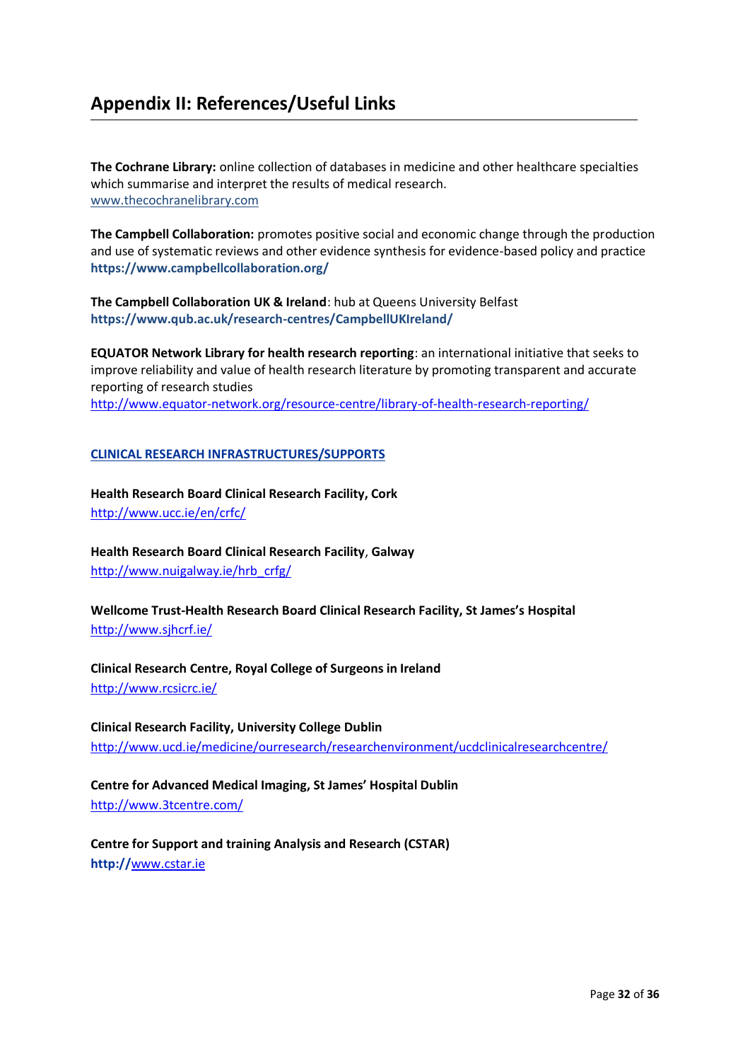# Appendix II: References/Useful Links

**The Cochrane Library:** online collection of databases in medicine and other healthcare specialties which summarise and interpret the results of medical research.
www.thecochranelibrary.com

**The Campbell Collaboration:** promotes positive social and economic change through the production and use of systematic reviews and other evidence synthesis for evidence-based policy and practice
**https://www.campbellcollaboration.org/**

**The Campbell Collaboration UK & Ireland**: hub at Queens University Belfast
**https://www.qub.ac.uk/research-centres/CampbellUKIreland/**

**EQUATOR Network Library for health research reporting**: an international initiative that seeks to improve reliability and value of health research literature by promoting transparent and accurate reporting of research studies
http://www.equator-network.org/resource-centre/library-of-health-research-reporting/

**CLINICAL RESEARCH INFRASTRUCTURES/SUPPORTS**

**Health Research Board Clinical Research Facility, Cork**
http://www.ucc.ie/en/crfc/

**Health Research Board Clinical Research Facility**, **Galway**
http://www.nuigalway.ie/hrb_crfg/

**Wellcome Trust-Health Research Board Clinical Research Facility, St James's Hospital**
http://www.sjhcrf.ie/

**Clinical Research Centre, Royal College of Surgeons in Ireland**
http://www.rcsicrc.ie/

**Clinical Research Facility, University College Dublin**
http://www.ucd.ie/medicine/ourresearch/researchenvironment/ucdclinicalresearchcentre/

**Centre for Advanced Medical Imaging, St James' Hospital Dublin**
http://www.3tcentre.com/

**Centre for Support and training Analysis and Research (CSTAR)**
**http://**www.cstar.ie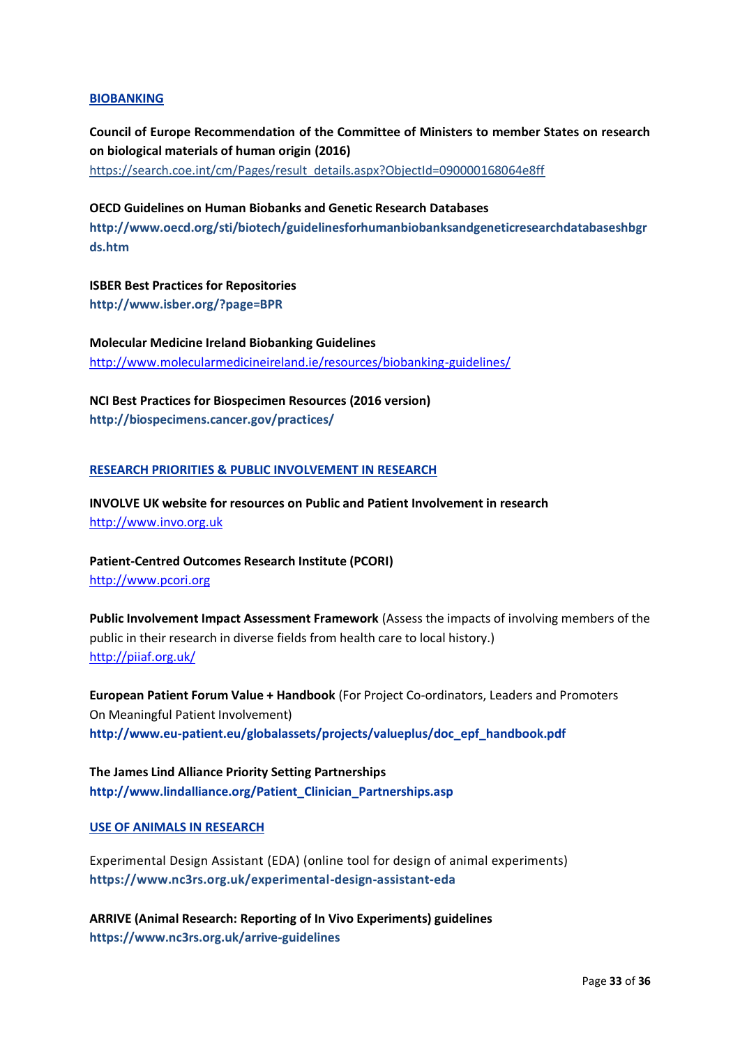## BIOBANKING

**Council of Europe Recommendation of the Committee of Ministers to member States on research on biological materials of human origin (2016)**
https://search.coe.int/cm/Pages/result_details.aspx?ObjectId=090000168064e8ff

**OECD Guidelines on Human Biobanks and Genetic Research Databases**
**http://www.oecd.org/sti/biotech/guidelinesforhumanbiobanksandgeneticresearchdatabaseshbgrds.htm**

**ISBER Best Practices for Repositories**
**http://www.isber.org/?page=BPR**

**Molecular Medicine Ireland Biobanking Guidelines**
http://www.molecularmedicineireland.ie/resources/biobanking-guidelines/

**NCI Best Practices for Biospecimen Resources (2016 version)**
**http://biospecimens.cancer.gov/practices/**

## RESEARCH PRIORITIES & PUBLIC INVOLVEMENT IN RESEARCH

**INVOLVE UK website for resources on Public and Patient Involvement in research**
http://www.invo.org.uk

**Patient-Centred Outcomes Research Institute (PCORI)**
http://www.pcori.org

**Public Involvement Impact Assessment Framework** (Assess the impacts of involving members of the public in their research in diverse fields from health care to local history.)
http://piiaf.org.uk/

**European Patient Forum Value + Handbook** (For Project Co-ordinators, Leaders and Promoters On Meaningful Patient Involvement)
**http://www.eu-patient.eu/globalassets/projects/valueplus/doc_epf_handbook.pdf**

**The James Lind Alliance Priority Setting Partnerships**
**http://www.lindalliance.org/Patient_Clinician_Partnerships.asp**

## USE OF ANIMALS IN RESEARCH

Experimental Design Assistant (EDA) (online tool for design of animal experiments)
**https://www.nc3rs.org.uk/experimental-design-assistant-eda**

**ARRIVE (Animal Research: Reporting of In Vivo Experiments) guidelines**
**https://www.nc3rs.org.uk/arrive-guidelines**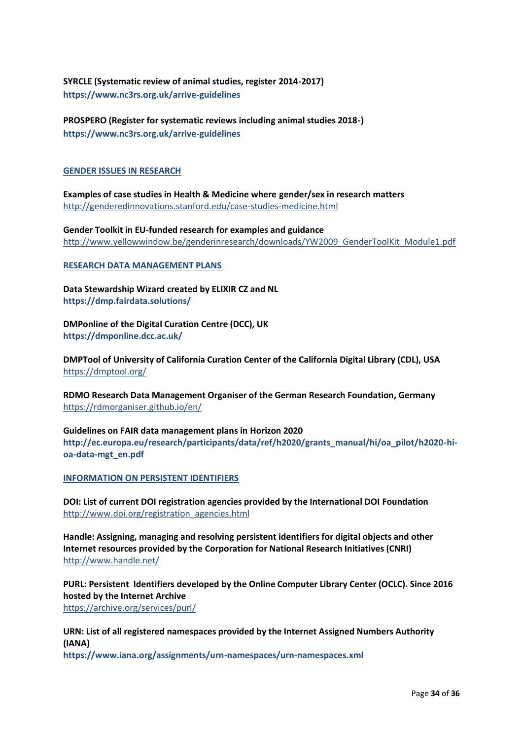**SYRCLE (Systematic review of animal studies, register 2014-2017)**
**https://www.nc3rs.org.uk/arrive-guidelines**

**PROSPERO (Register for systematic reviews including animal studies 2018-)**
**https://www.nc3rs.org.uk/arrive-guidelines**

## GENDER ISSUES IN RESEARCH

**Examples of case studies in Health & Medicine where gender/sex in research matters**
http://genderedinnovations.stanford.edu/case-studies-medicine.html

**Gender Toolkit in EU-funded research for examples and guidance**
http://www.yellowwindow.be/genderinresearch/downloads/YW2009_GenderToolKit_Module1.pdf

## RESEARCH DATA MANAGEMENT PLANS

**Data Stewardship Wizard created by ELIXIR CZ and NL**
**https://dmp.fairdata.solutions/**

**DMPonline of the Digital Curation Centre (DCC), UK**
**https://dmponline.dcc.ac.uk/**

**DMPTool of University of California Curation Center of the California Digital Library (CDL), USA**
https://dmptool.org/

**RDMO Research Data Management Organiser of the German Research Foundation, Germany**
https://rdmorganiser.github.io/en/

**Guidelines on FAIR data management plans in Horizon 2020**
**http://ec.europa.eu/research/participants/data/ref/h2020/grants_manual/hi/oa_pilot/h2020-hi-oa-data-mgt_en.pdf**

## INFORMATION ON PERSISTENT IDENTIFIERS

**DOI: List of current DOI registration agencies provided by the International DOI Foundation**
http://www.doi.org/registration_agencies.html

**Handle: Assigning, managing and resolving persistent identifiers for digital objects and other Internet resources provided by the Corporation for National Research Initiatives (CNRI)**
http://www.handle.net/

**PURL: Persistent Identifiers developed by the Online Computer Library Center (OCLC). Since 2016 hosted by the Internet Archive**
https://archive.org/services/purl/

**URN: List of all registered namespaces provided by the Internet Assigned Numbers Authority (IANA)**
**https://www.iana.org/assignments/urn-namespaces/urn-namespaces.xml**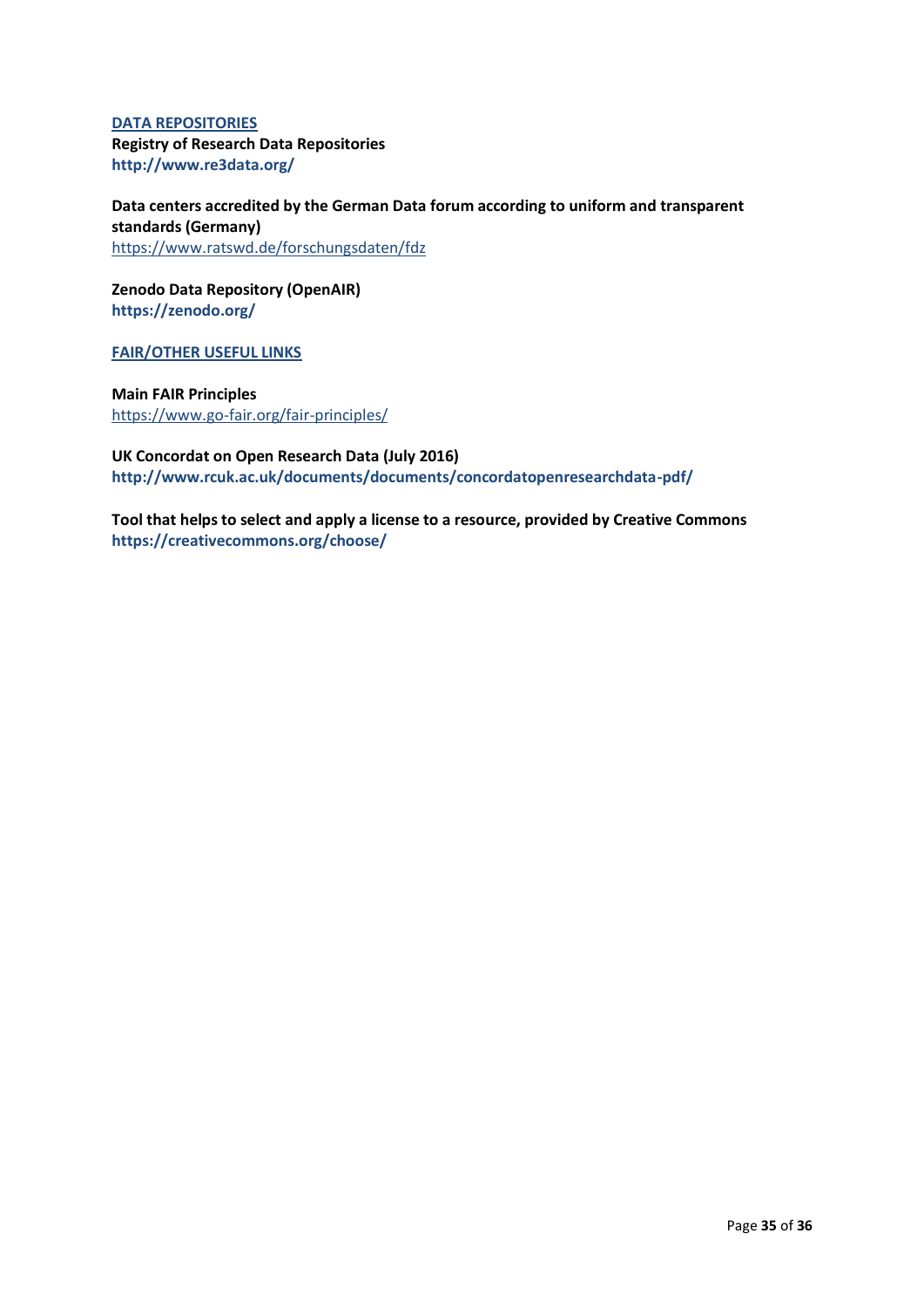**DATA REPOSITORIES**

**Registry of Research Data Repositories**
**http://www.re3data.org/**

**Data centers accredited by the German Data forum according to uniform and transparent standards (Germany)**
https://www.ratswd.de/forschungsdaten/fdz

**Zenodo Data Repository (OpenAIR)**
**https://zenodo.org/**

**FAIR/OTHER USEFUL LINKS**

**Main FAIR Principles**
https://www.go-fair.org/fair-principles/

**UK Concordat on Open Research Data (July 2016)**
**http://www.rcuk.ac.uk/documents/documents/concordatopenresearchdata-pdf/**

**Tool that helps to select and apply a license to a resource, provided by Creative Commons**
**https://creativecommons.org/choose/**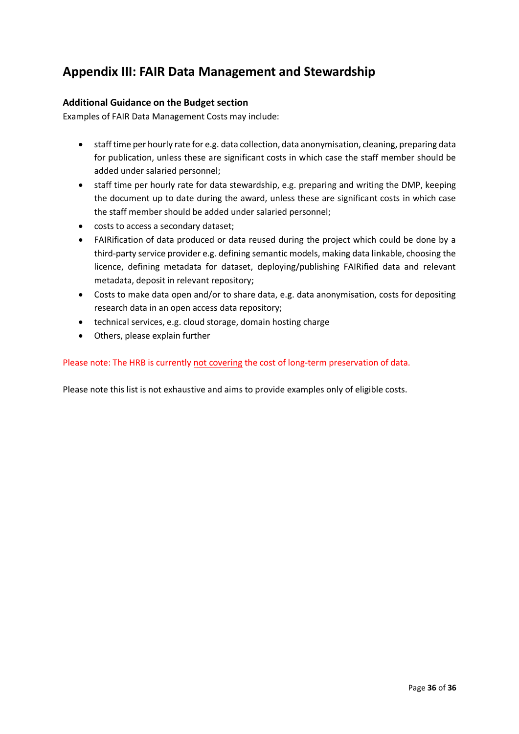## Appendix III: FAIR Data Management and Stewardship

### Additional Guidance on the Budget section

Examples of FAIR Data Management Costs may include:

- staff time per hourly rate for e.g. data collection, data anonymisation, cleaning, preparing data for publication, unless these are significant costs in which case the staff member should be added under salaried personnel;
- staff time per hourly rate for data stewardship, e.g. preparing and writing the DMP, keeping the document up to date during the award, unless these are significant costs in which case the staff member should be added under salaried personnel;
- costs to access a secondary dataset;
- FAIRification of data produced or data reused during the project which could be done by a third-party service provider e.g. defining semantic models, making data linkable, choosing the licence, defining metadata for dataset, deploying/publishing FAIRified data and relevant metadata, deposit in relevant repository;
- Costs to make data open and/or to share data, e.g. data anonymisation, costs for depositing research data in an open access data repository;
- technical services, e.g. cloud storage, domain hosting charge
- Others, please explain further

Please note: The HRB is currently not covering the cost of long-term preservation of data.

Please note this list is not exhaustive and aims to provide examples only of eligible costs.